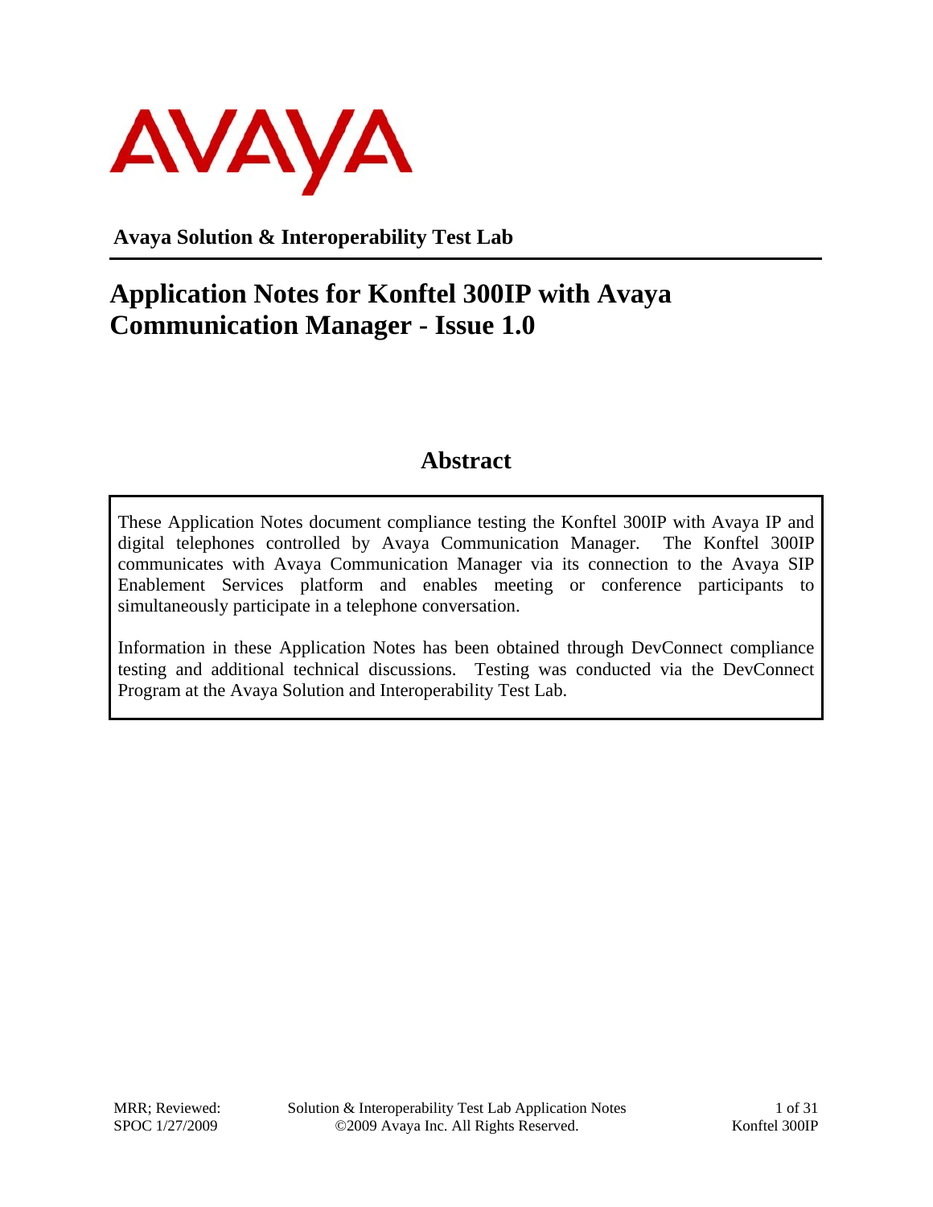AVAYA

**Avaya Solution & Interoperability Test Lab**

# Application Notes for Konftel 300IP with Avaya Communication Manager - Issue 1.0

## Abstract

These Application Notes document compliance testing the Konftel 300IP with Avaya IP and digital telephones controlled by Avaya Communication Manager. The Konftel 300IP communicates with Avaya Communication Manager via its connection to the Avaya SIP Enablement Services platform and enables meeting or conference participants to simultaneously participate in a telephone conversation.

Information in these Application Notes has been obtained through DevConnect compliance testing and additional technical discussions. Testing was conducted via the DevConnect Program at the Avaya Solution and Interoperability Test Lab.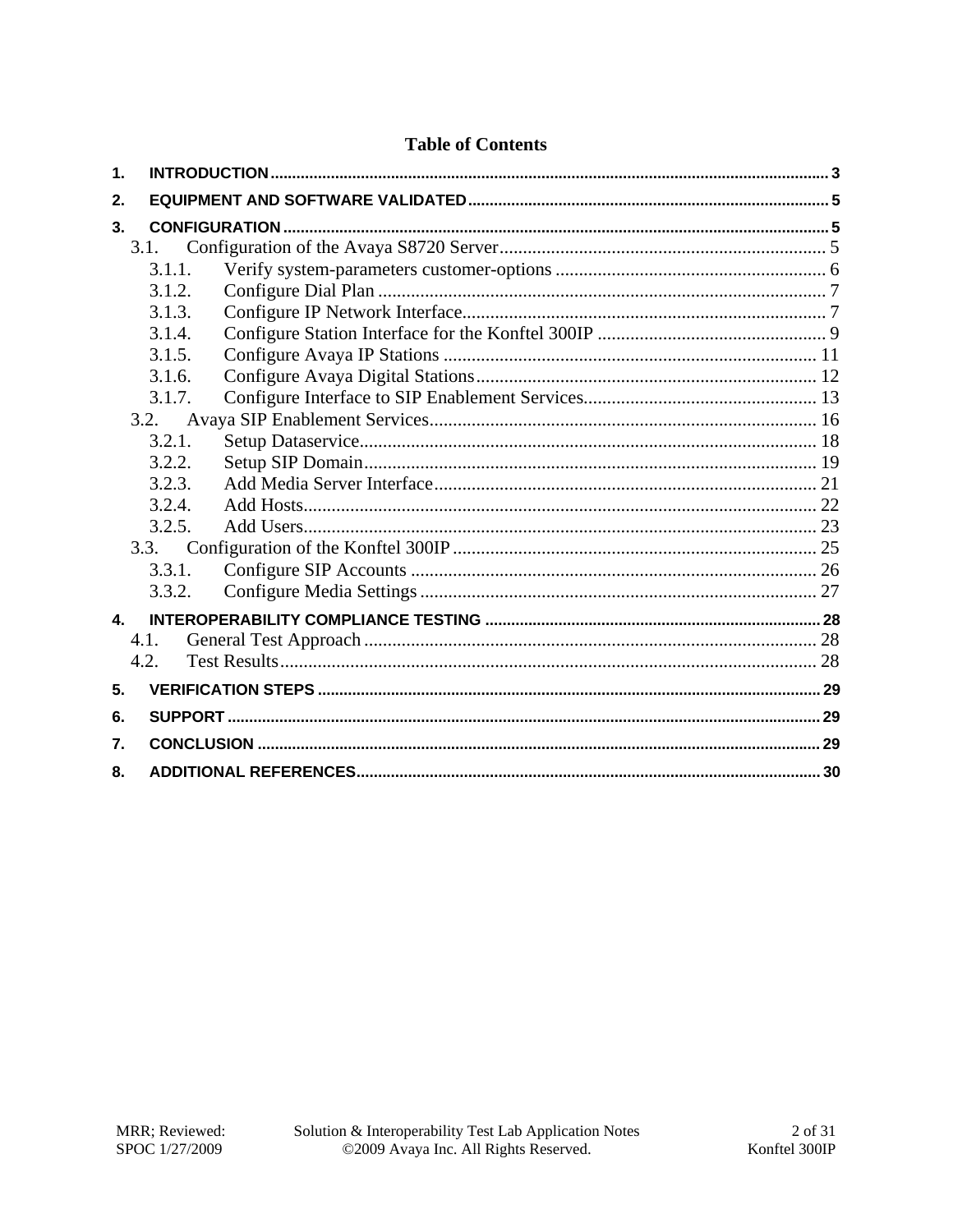# Table of Contents

1. INTRODUCTION ........................................................................................................................ 3
2. EQUIPMENT AND SOFTWARE VALIDATED ........................................................................... 5
3. CONFIGURATION ...................................................................................................................... 5
   - 3.1. Configuration of the Avaya S8720 Server ........................................................................ 5
     - 3.1.1. Verify system-parameters customer-options ............................................................... 6
     - 3.1.2. Configure Dial Plan ...................................................................................................... 7
     - 3.1.3. Configure IP Network Interface ................................................................................... 7
     - 3.1.4. Configure Station Interface for the Konftel 300IP ....................................................... 9
     - 3.1.5. Configure Avaya IP Stations ...................................................................................... 11
     - 3.1.6. Configure Avaya Digital Stations ............................................................................... 12
     - 3.1.7. Configure Interface to SIP Enablement Services ........................................................ 13
   - 3.2. Avaya SIP Enablement Services ....................................................................................... 16
     - 3.2.1. Setup Dataservice ....................................................................................................... 18
     - 3.2.2. Setup SIP Domain ....................................................................................................... 19
     - 3.2.3. Add Media Server Interface ....................................................................................... 21
     - 3.2.4. Add Hosts ................................................................................................................... 22
     - 3.2.5. Add Users ................................................................................................................... 23
   - 3.3. Configuration of the Konftel 300IP .................................................................................. 25
     - 3.3.1. Configure SIP Accounts ............................................................................................. 26
     - 3.3.2. Configure Media Settings ........................................................................................... 27
4. INTEROPERABILITY COMPLIANCE TESTING ...................................................................... 28
   - 4.1. General Test Approach ..................................................................................................... 28
   - 4.2. Test Results ....................................................................................................................... 28
5. VERIFICATION STEPS ............................................................................................................. 29
6. SUPPORT .................................................................................................................................. 29
7. CONCLUSION ........................................................................................................................... 29
8. ADDITIONAL REFERENCES .................................................................................................... 30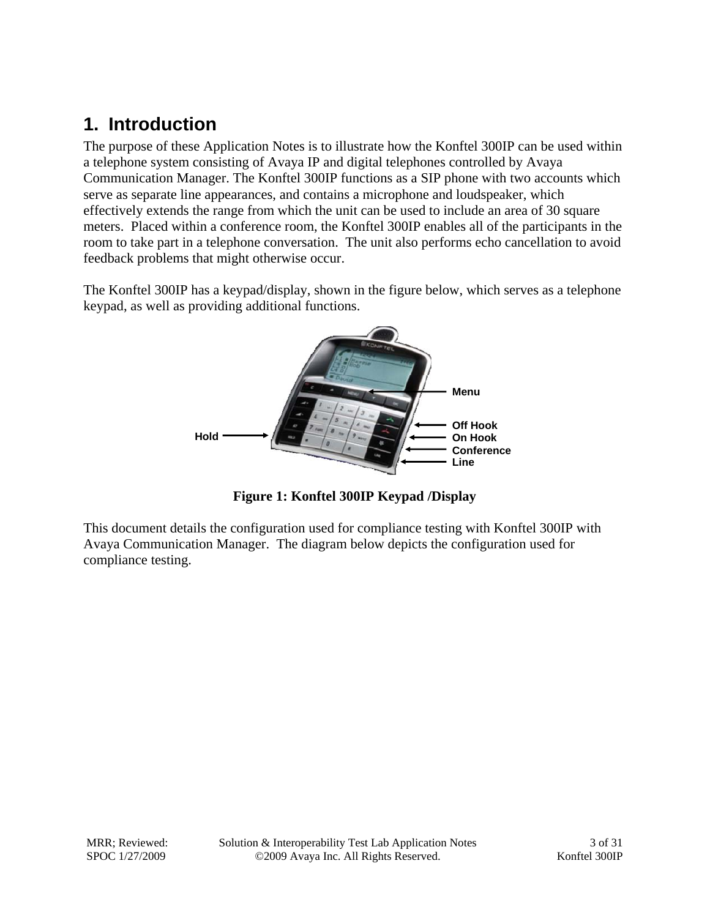# 1. Introduction

The purpose of these Application Notes is to illustrate how the Konftel 300IP can be used within a telephone system consisting of Avaya IP and digital telephones controlled by Avaya Communication Manager. The Konftel 300IP functions as a SIP phone with two accounts which serve as separate line appearances, and contains a microphone and loudspeaker, which effectively extends the range from which the unit can be used to include an area of 30 square meters. Placed within a conference room, the Konftel 300IP enables all of the participants in the room to take part in a telephone conversation. The unit also performs echo cancellation to avoid feedback problems that might otherwise occur.

The Konftel 300IP has a keypad/display, shown in the figure below, which serves as a telephone keypad, as well as providing additional functions.

Menu

Hold

Off Hook

On Hook

Conference

Line

**Figure 1: Konftel 300IP Keypad /Display**

This document details the configuration used for compliance testing with Konftel 300IP with Avaya Communication Manager. The diagram below depicts the configuration used for compliance testing.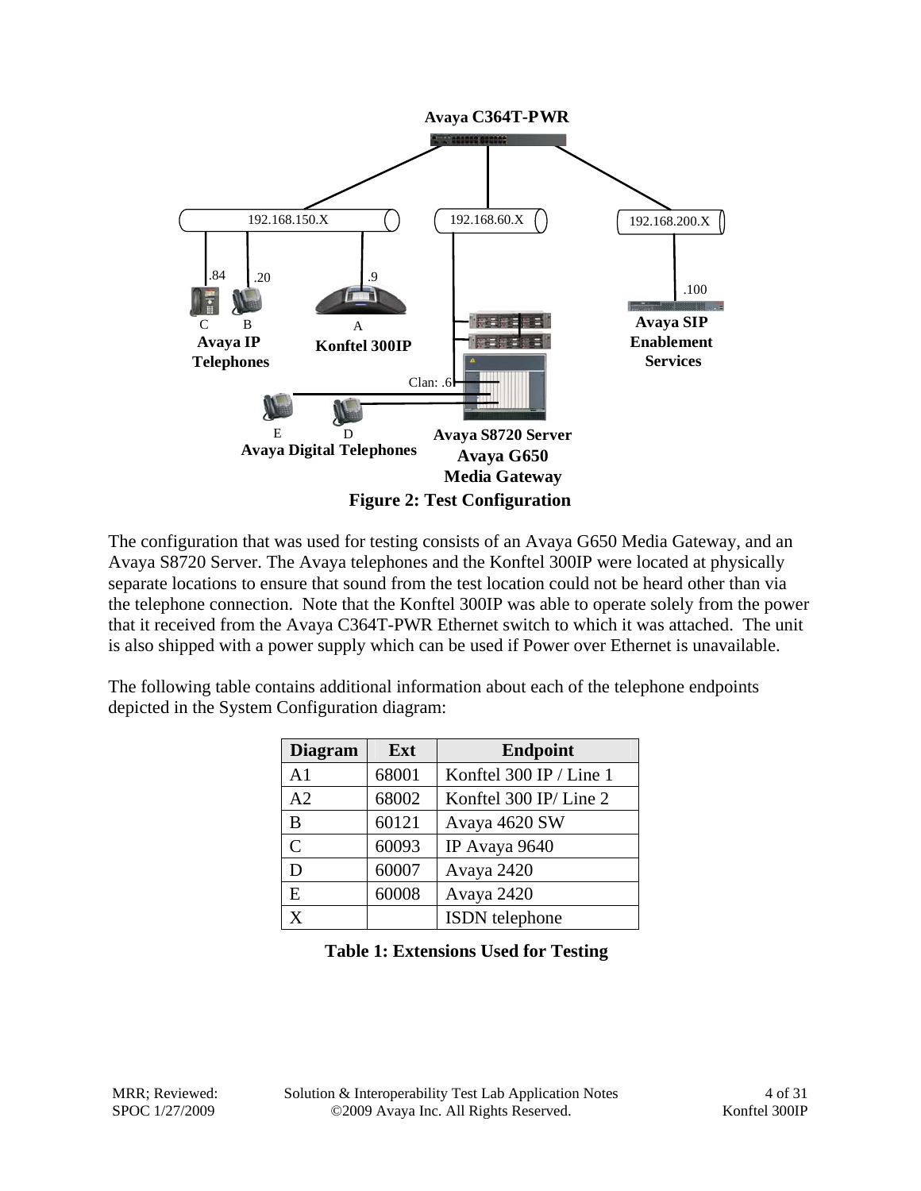Avaya C364T-PWR

192.168.150.X

192.168.60.X

192.168.200.X

.84

.20

.9

.100

C

B

A

Avaya IP Telephones

Konftel 300IP

Avaya SIP Enablement Services

Clan: .6

E

D

Avaya Digital Telephones

Avaya S8720 Server

Avaya G650 Media Gateway

**Figure 2: Test Configuration**

The configuration that was used for testing consists of an Avaya G650 Media Gateway, and an Avaya S8720 Server. The Avaya telephones and the Konftel 300IP were located at physically separate locations to ensure that sound from the test location could not be heard other than via the telephone connection. Note that the Konftel 300IP was able to operate solely from the power that it received from the Avaya C364T-PWR Ethernet switch to which it was attached. The unit is also shipped with a power supply which can be used if Power over Ethernet is unavailable.

The following table contains additional information about each of the telephone endpoints depicted in the System Configuration diagram:

| Diagram | Ext | Endpoint |
|---|---|---|
| A1 | 68001 | Konftel 300 IP / Line 1 |
| A2 | 68002 | Konftel 300 IP/ Line 2 |
| B | 60121 | Avaya 4620 SW |
| C | 60093 | IP Avaya 9640 |
| D | 60007 | Avaya 2420 |
| E | 60008 | Avaya 2420 |
| X | | ISDN telephone |

**Table 1: Extensions Used for Testing**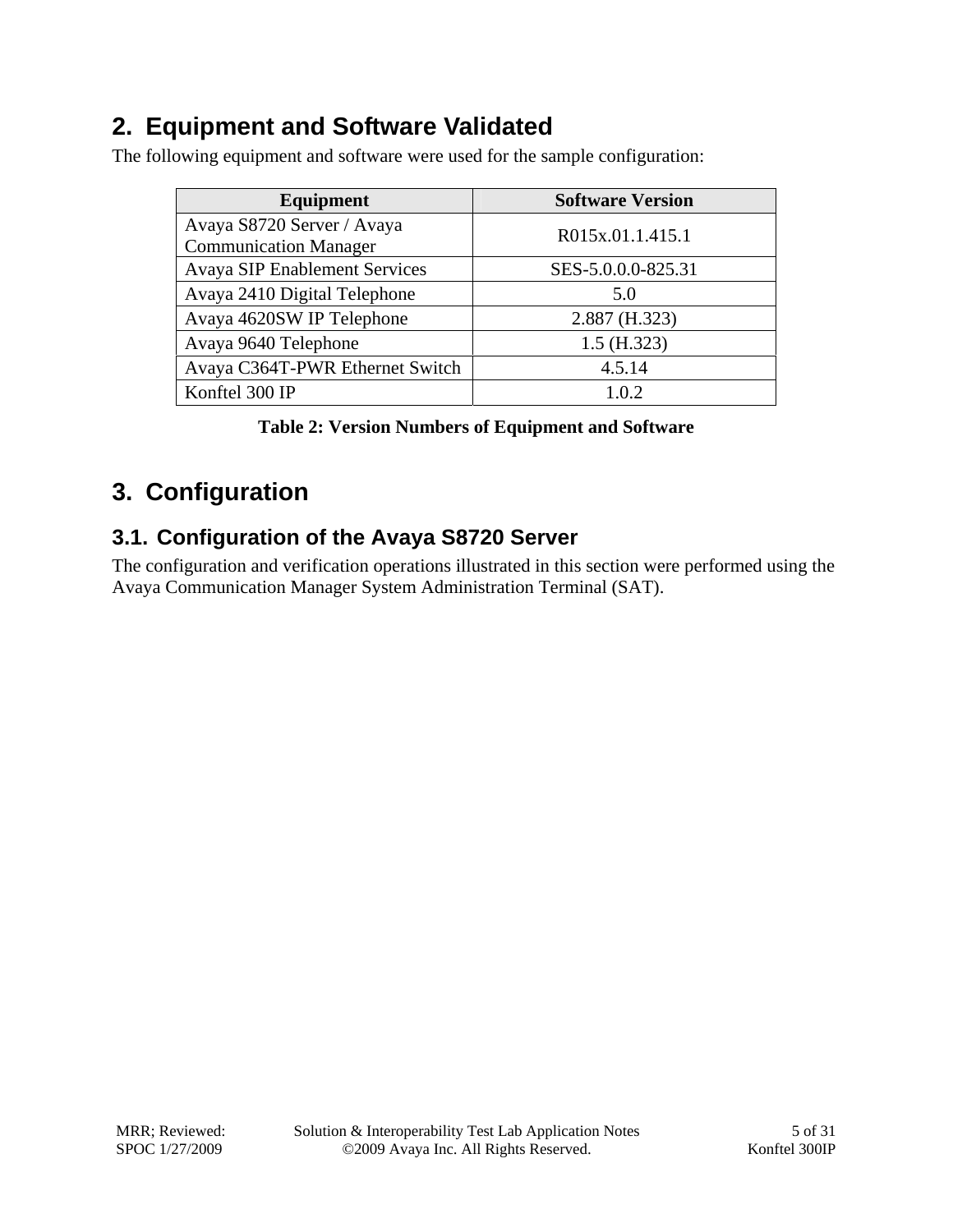## 2. Equipment and Software Validated

The following equipment and software were used for the sample configuration:

| Equipment | Software Version |
|---|---|
| Avaya S8720 Server / Avaya Communication Manager | R015x.01.1.415.1 |
| Avaya SIP Enablement Services | SES-5.0.0.0-825.31 |
| Avaya 2410 Digital Telephone | 5.0 |
| Avaya 4620SW IP Telephone | 2.887 (H.323) |
| Avaya 9640 Telephone | 1.5 (H.323) |
| Avaya C364T-PWR Ethernet Switch | 4.5.14 |
| Konftel 300 IP | 1.0.2 |

**Table 2: Version Numbers of Equipment and Software**

## 3. Configuration

### 3.1. Configuration of the Avaya S8720 Server

The configuration and verification operations illustrated in this section were performed using the Avaya Communication Manager System Administration Terminal (SAT).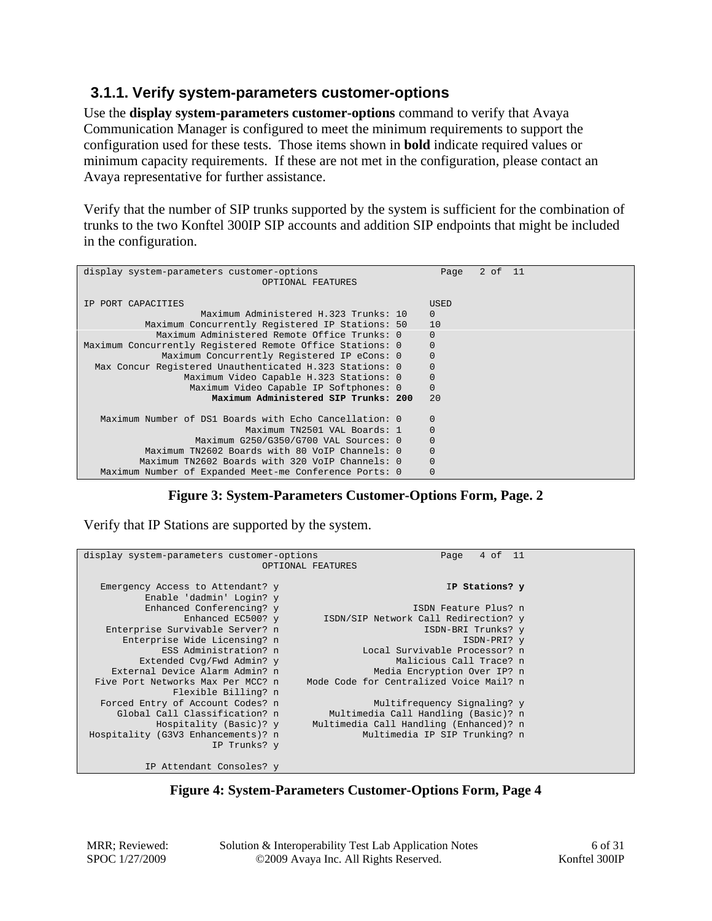### 3.1.1. Verify system-parameters customer-options

Use the **display system-parameters customer-options** command to verify that Avaya Communication Manager is configured to meet the minimum requirements to support the configuration used for these tests. Those items shown in **bold** indicate required values or minimum capacity requirements. If these are not met in the configuration, please contact an Avaya representative for further assistance.

Verify that the number of SIP trunks supported by the system is sufficient for the combination of trunks to the two Konftel 300IP SIP accounts and addition SIP endpoints that might be included in the configuration.

```
display system-parameters customer-options                     Page   2 of  11
                                OPTIONAL FEATURES

IP PORT CAPACITIES                                             USED
                    Maximum Administered H.323 Trunks: 10    0
          Maximum Concurrently Registered IP Stations: 50    10
            Maximum Administered Remote Office Trunks: 0     0
Maximum Concurrently Registered Remote Office Stations: 0     0
             Maximum Concurrently Registered IP eCons: 0     0
  Max Concur Registered Unauthenticated H.323 Stations: 0     0
                 Maximum Video Capable H.323 Stations: 0     0
                  Maximum Video Capable IP Softphones: 0     0
                      Maximum Administered SIP Trunks: 200   20

   Maximum Number of DS1 Boards with Echo Cancellation: 0     0
                            Maximum TN2501 VAL Boards: 1     0
                   Maximum G250/G350/G700 VAL Sources: 0     0
           Maximum TN2602 Boards with 80 VoIP Channels: 0     0
          Maximum TN2602 Boards with 320 VoIP Channels: 0     0
   Maximum Number of Expanded Meet-me Conference Ports: 0     0
```

**Figure 3: System-Parameters Customer-Options Form, Page. 2**

Verify that IP Stations are supported by the system.

```
display system-parameters customer-options                     Page   4 of  11
                                OPTIONAL FEATURES

   Emergency Access to Attendant? y                              IP Stations? y
           Enable 'dadmin' Login? y
           Enhanced Conferencing? y                         ISDN Feature Plus? n
                  Enhanced EC500? y        ISDN/SIP Network Call Redirection? y
    Enterprise Survivable Server? n                           ISDN-BRI Trunks? y
       Enterprise Wide Licensing? n                                  ISDN-PRI? y
              ESS Administration? n               Local Survivable Processor? n
          Extended Cvg/Fwd Admin? y                      Malicious Call Trace? n
     External Device Alarm Admin? n                  Media Encryption Over IP? n
  Five Port Networks Max Per MCC? n     Mode Code for Centralized Voice Mail? n
                Flexible Billing? n
   Forced Entry of Account Codes? n                  Multifrequency Signaling? y
      Global Call Classification? n         Multimedia Call Handling (Basic)? n
             Hospitality (Basic)? y      Multimedia Call Handling (Enhanced)? n
 Hospitality (G3V3 Enhancements)? n               Multimedia IP SIP Trunking? n
                      IP Trunks? y

           IP Attendant Consoles? y
```

**Figure 4: System-Parameters Customer-Options Form, Page 4**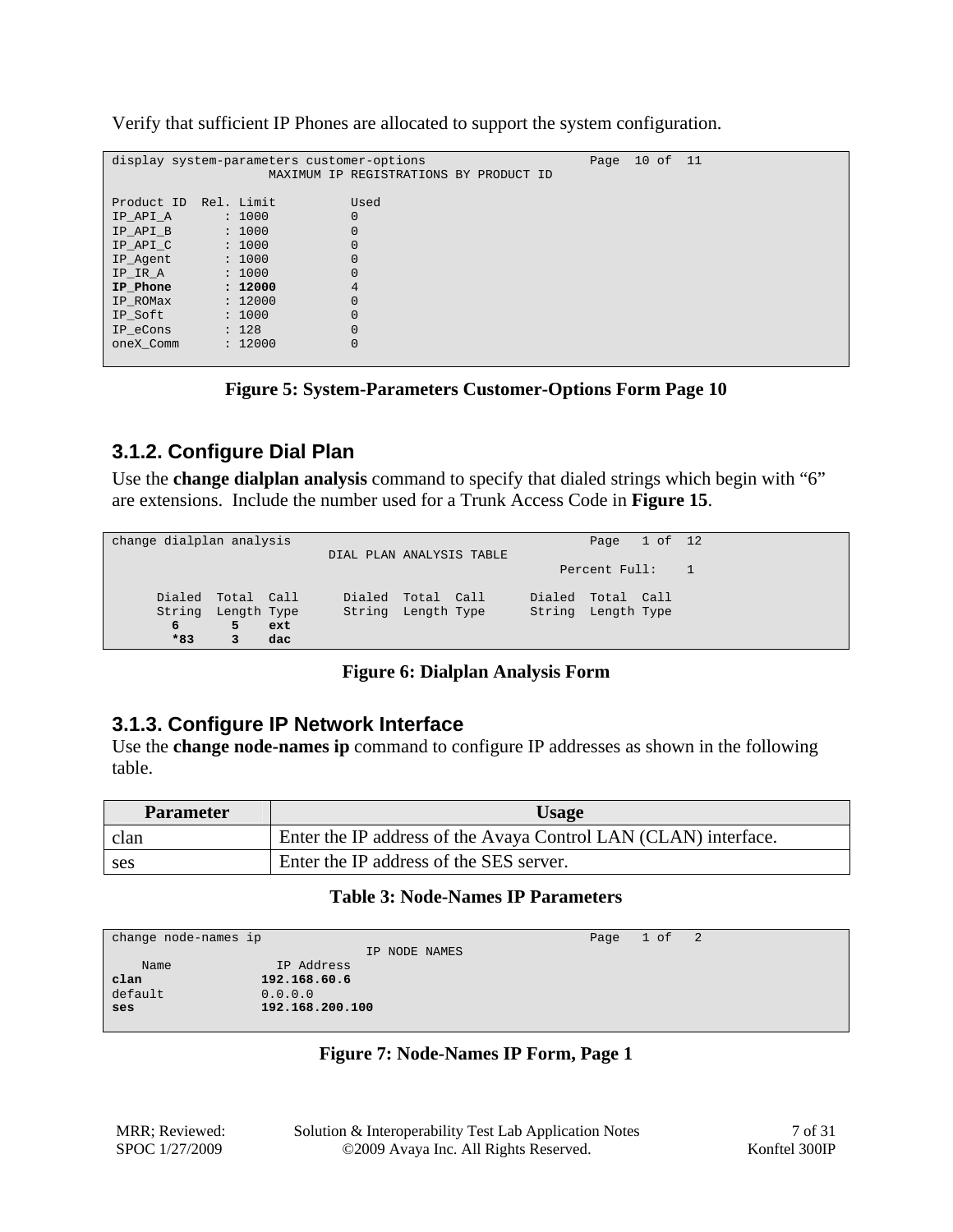Verify that sufficient IP Phones are allocated to support the system configuration.

```
display system-parameters customer-options                    Page  10 of  11
                     MAXIMUM IP REGISTRATIONS BY PRODUCT ID

Product ID  Rel. Limit          Used
IP_API_A        : 1000          0
IP_API_B        : 1000          0
IP_API_C        : 1000          0
IP_Agent        : 1000          0
IP_IR_A         : 1000          0
IP_Phone        : 12000         4
IP_ROMax        : 12000         0
IP_Soft         : 1000          0
IP_eCons        : 128           0
oneX_Comm       : 12000         0
```

**Figure 5: System-Parameters Customer-Options Form Page 10**

### 3.1.2. Configure Dial Plan

Use the **change dialplan analysis** command to specify that dialed strings which begin with "6" are extensions. Include the number used for a Trunk Access Code in **Figure 15**.

```
change dialplan analysis                                        Page   1 of  12
                             DIAL PLAN ANALYSIS TABLE
                                                            Percent Full:    1

      Dialed  Total  Call       Dialed  Total  Call       Dialed  Total  Call
      String  Length Type       String  Length Type       String  Length Type
        6       5    ext
        *83     3    dac
```

**Figure 6: Dialplan Analysis Form**

### 3.1.3. Configure IP Network Interface

Use the **change node-names ip** command to configure IP addresses as shown in the following table.

| Parameter | Usage |
|---|---|
| clan | Enter the IP address of the Avaya Control LAN (CLAN) interface. |
| ses | Enter the IP address of the SES server. |

**Table 3: Node-Names IP Parameters**

```
change node-names ip                                            Page   1 of   2
                                  IP NODE NAMES
    Name              IP Address
clan                192.168.60.6
default             0.0.0.0
ses                 192.168.200.100
```

**Figure 7: Node-Names IP Form, Page 1**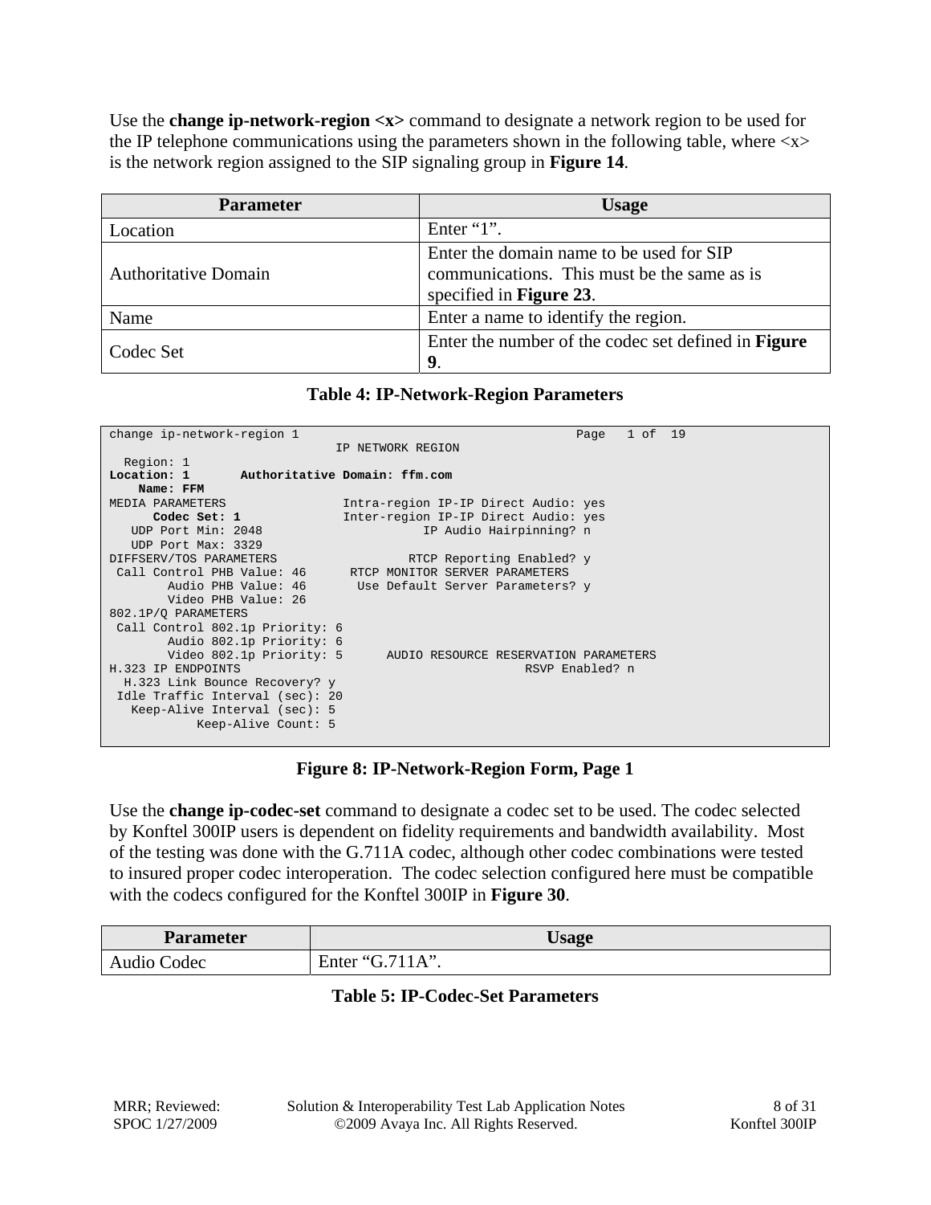Use the **change ip-network-region <x>** command to designate a network region to be used for the IP telephone communications using the parameters shown in the following table, where <x> is the network region assigned to the SIP signaling group in **Figure 14**.

| Parameter | Usage |
| --- | --- |
| Location | Enter "1". |
| Authoritative Domain | Enter the domain name to be used for SIP communications. This must be the same as is specified in **Figure 23**. |
| Name | Enter a name to identify the region. |
| Codec Set | Enter the number of the codec set defined in **Figure 9**. |

**Table 4: IP-Network-Region Parameters**

```
change ip-network-region 1                                      Page   1 of  19
                               IP NETWORK REGION
  Region: 1
Location: 1       Authoritative Domain: ffm.com
    Name: FFM
MEDIA PARAMETERS                Intra-region IP-IP Direct Audio: yes
      Codec Set: 1              Inter-region IP-IP Direct Audio: yes
   UDP Port Min: 2048                      IP Audio Hairpinning? n
   UDP Port Max: 3329
DIFFSERV/TOS PARAMETERS                  RTCP Reporting Enabled? y
 Call Control PHB Value: 46      RTCP MONITOR SERVER PARAMETERS
        Audio PHB Value: 46       Use Default Server Parameters? y
        Video PHB Value: 26
802.1P/Q PARAMETERS
 Call Control 802.1p Priority: 6
        Audio 802.1p Priority: 6
        Video 802.1p Priority: 5      AUDIO RESOURCE RESERVATION PARAMETERS
H.323 IP ENDPOINTS                                       RSVP Enabled? n
  H.323 Link Bounce Recovery? y
 Idle Traffic Interval (sec): 20
   Keep-Alive Interval (sec): 5
            Keep-Alive Count: 5
```

**Figure 8: IP-Network-Region Form, Page 1**

Use the **change ip-codec-set** command to designate a codec set to be used. The codec selected by Konftel 300IP users is dependent on fidelity requirements and bandwidth availability. Most of the testing was done with the G.711A codec, although other codec combinations were tested to insured proper codec interoperation. The codec selection configured here must be compatible with the codecs configured for the Konftel 300IP in **Figure 30**.

| Parameter | Usage |
| --- | --- |
| Audio Codec | Enter "G.711A". |

**Table 5: IP-Codec-Set Parameters**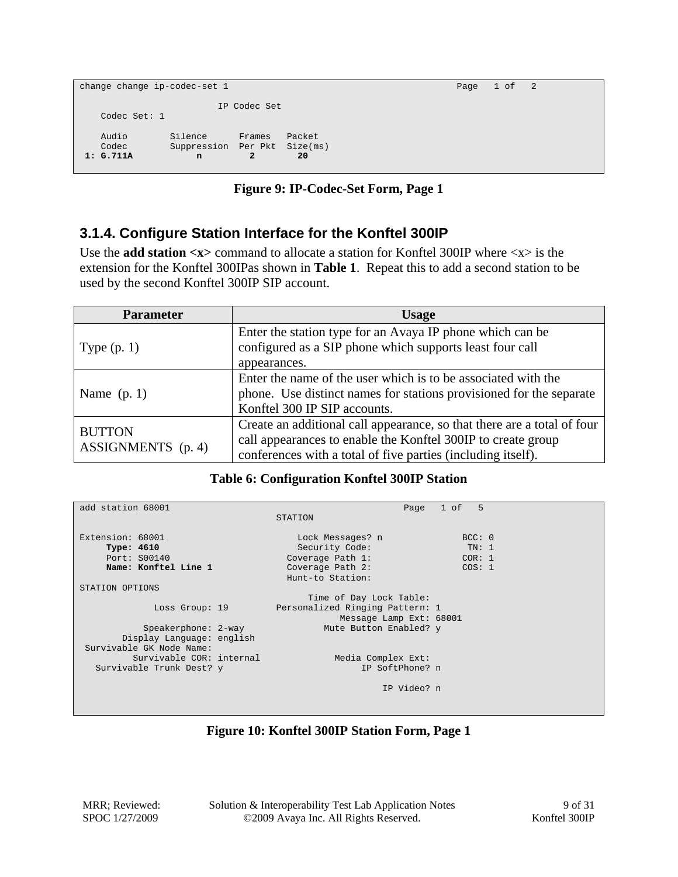```
change change ip-codec-set 1                                            Page   1 of   2

                          IP Codec Set
    Codec Set: 1

    Audio        Silence      Frames   Packet
    Codec        Suppression  Per Pkt  Size(ms)
 1: G.711A            n         2       20
```

**Figure 9: IP-Codec-Set Form, Page 1**

### 3.1.4. Configure Station Interface for the Konftel 300IP

Use the **add station <x>** command to allocate a station for Konftel 300IP where <x> is the extension for the Konftel 300IPas shown in **Table 1**. Repeat this to add a second station to be used by the second Konftel 300IP SIP account.

| Parameter | Usage |
|---|---|
| Type (p. 1) | Enter the station type for an Avaya IP phone which can be configured as a SIP phone which supports least four call appearances. |
| Name (p. 1) | Enter the name of the user which is to be associated with the phone. Use distinct names for stations provisioned for the separate Konftel 300 IP SIP accounts. |
| BUTTON ASSIGNMENTS (p. 4) | Create an additional call appearance, so that there are a total of four call appearances to enable the Konftel 300IP to create group conferences with a total of five parties (including itself). |

**Table 6: Configuration Konftel 300IP Station**

```
add station 68001                                           Page   1 of   5
                                     STATION

Extension: 68001                         Lock Messages? n              BCC: 0
     Type: 4610                          Security Code:                 TN: 1
     Port: S00140                      Coverage Path 1:                COR: 1
     Name: Konftel Line 1              Coverage Path 2:                COS: 1
                                       Hunt-to Station:
STATION OPTIONS
                                           Time of Day Lock Table:
              Loss Group: 19         Personalized Ringing Pattern: 1
                                                 Message Lamp Ext: 68001
            Speakerphone: 2-way               Mute Button Enabled? y
        Display Language: english
 Survivable GK Node Name:
          Survivable COR: internal               Media Complex Ext:
   Survivable Trunk Dest? y                           IP SoftPhone? n

                                                          IP Video? n
```

**Figure 10: Konftel 300IP Station Form, Page 1**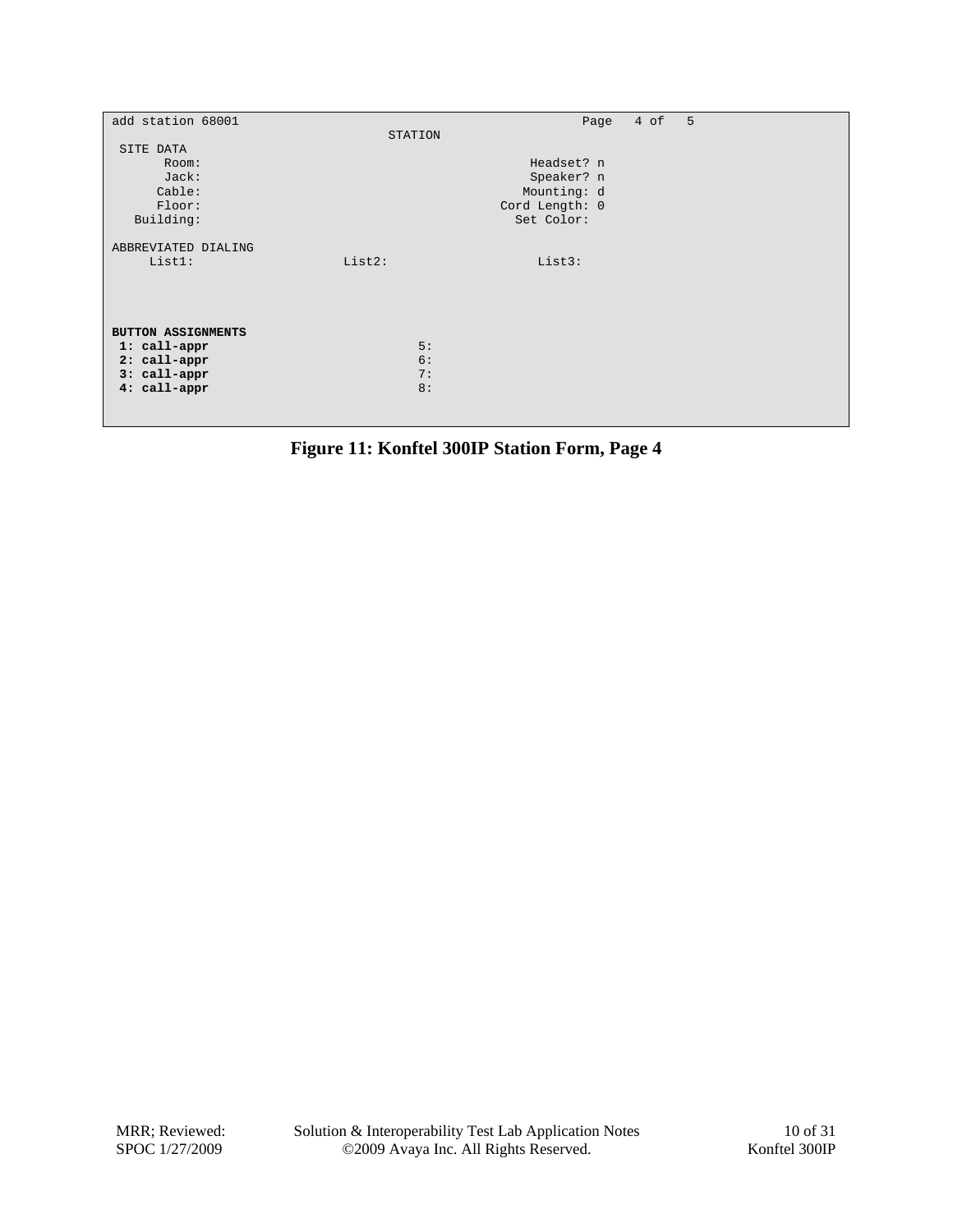```
add station 68001                                               Page   4 of   5
                                     STATION
 SITE DATA
       Room:                                             Headset? n
       Jack:                                             Speaker? n
      Cable:                                            Mounting: d
      Floor:                                        Cord Length: 0
   Building:                                          Set Color:

ABBREVIATED DIALING
     List1:                  List2:                  List3:



BUTTON ASSIGNMENTS
 1: call-appr                          5:
 2: call-appr                          6:
 3: call-appr                          7:
 4: call-appr                          8:
```

**Figure 11: Konftel 300IP Station Form, Page 4**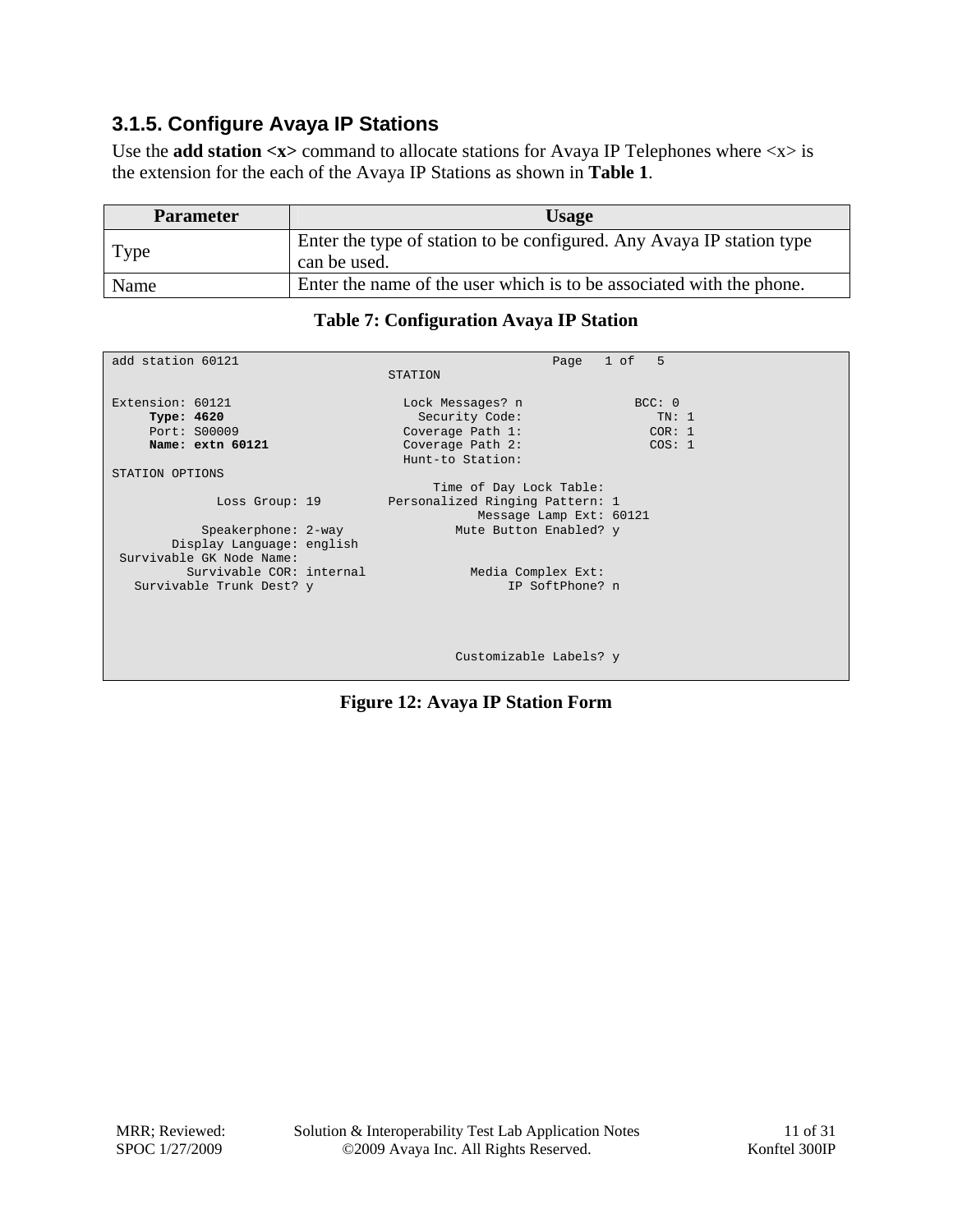### 3.1.5. Configure Avaya IP Stations

Use the **add station <x>** command to allocate stations for Avaya IP Telephones where <x> is the extension for the each of the Avaya IP Stations as shown in **Table 1**.

| Parameter | Usage |
|---|---|
| Type | Enter the type of station to be configured. Any Avaya IP station type can be used. |
| Name | Enter the name of the user which is to be associated with the phone. |

**Table 7: Configuration Avaya IP Station**

```
add station 60121                                          Page   1 of   5
                                     STATION

Extension: 60121                       Lock Messages? n               BCC: 0
     Type: 4620                          Security Code:                 TN: 1
     Port: S00009                      Coverage Path 1:                COR: 1
     Name: extn 60121                  Coverage Path 2:                COS: 1
                                       Hunt-to Station:
STATION OPTIONS
                                           Time of Day Lock Table:
              Loss Group: 19         Personalized Ringing Pattern: 1
                                                 Message Lamp Ext: 60121
            Speakerphone: 2-way               Mute Button Enabled? y
        Display Language: english
 Survivable GK Node Name:
          Survivable COR: internal              Media Complex Ext:
   Survivable Trunk Dest? y                          IP SoftPhone? n




                                              Customizable Labels? y
```

**Figure 12: Avaya IP Station Form**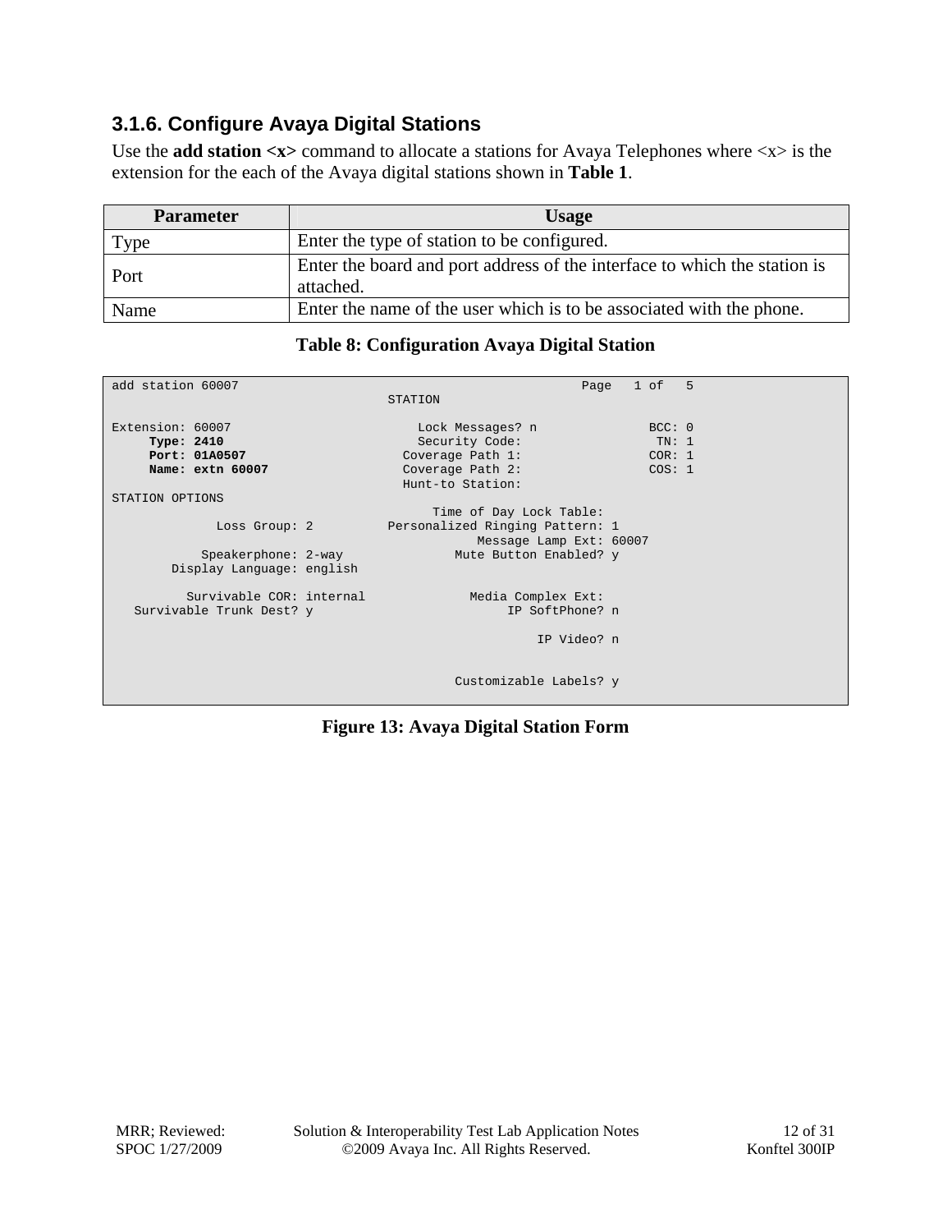### 3.1.6. Configure Avaya Digital Stations

Use the **add station <x>** command to allocate a stations for Avaya Telephones where <x> is the extension for the each of the Avaya digital stations shown in **Table 1**.

| Parameter | Usage |
|---|---|
| Type | Enter the type of station to be configured. |
| Port | Enter the board and port address of the interface to which the station is attached. |
| Name | Enter the name of the user which is to be associated with the phone. |

**Table 8: Configuration Avaya Digital Station**

```
add station 60007                                            Page   1 of   5
                                     STATION

Extension: 60007                         Lock Messages? n              BCC: 0
     Type: 2410                          Security Code:                 TN: 1
     Port: 01A0507                     Coverage Path 1:                COR: 1
     Name: extn 60007                  Coverage Path 2:                COS: 1
                                       Hunt-to Station:
STATION OPTIONS
                                           Time of Day Lock Table:
              Loss Group: 2         Personalized Ringing Pattern: 1
                                                 Message Lamp Ext: 60007
            Speakerphone: 2-way              Mute Button Enabled? y
        Display Language: english

          Survivable COR: internal             Media Complex Ext:
   Survivable Trunk Dest? y                         IP SoftPhone? n

                                                        IP Video? n


                                             Customizable Labels? y
```

**Figure 13: Avaya Digital Station Form**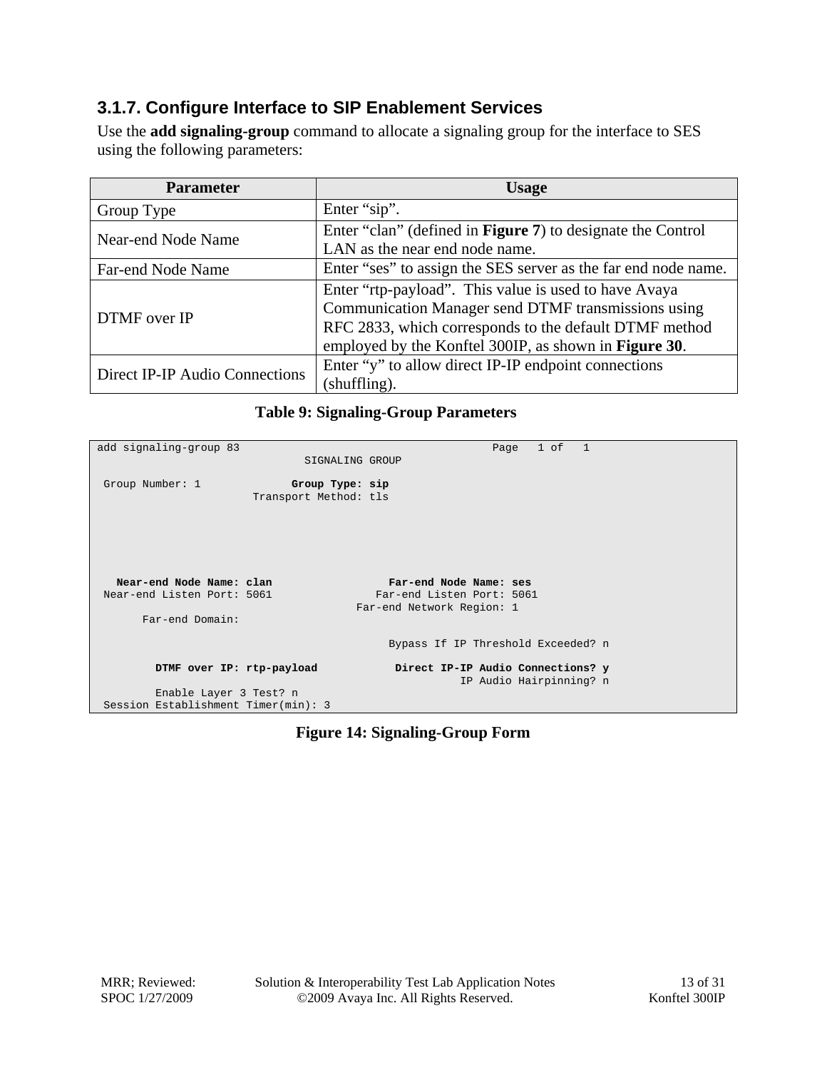### 3.1.7. Configure Interface to SIP Enablement Services

Use the **add signaling-group** command to allocate a signaling group for the interface to SES using the following parameters:

| Parameter | Usage |
|---|---|
| Group Type | Enter “sip”. |
| Near-end Node Name | Enter “clan” (defined in **Figure 7**) to designate the Control LAN as the near end node name. |
| Far-end Node Name | Enter “ses” to assign the SES server as the far end node name. |
| DTMF over IP | Enter “rtp-payload”. This value is used to have Avaya Communication Manager send DTMF transmissions using RFC 2833, which corresponds to the default DTMF method employed by the Konftel 300IP, as shown in **Figure 30**. |
| Direct IP-IP Audio Connections | Enter “y” to allow direct IP-IP endpoint connections (shuffling). |

**Table 9: Signaling-Group Parameters**

```
add signaling-group 83                                        Page   1 of   1
                                SIGNALING GROUP

 Group Number: 1              Group Type: sip
                        Transport Method: tls






   Near-end Node Name: clan                  Far-end Node Name: ses
 Near-end Listen Port: 5061                Far-end Listen Port: 5061
                                        Far-end Network Region: 1
       Far-end Domain:

                                             Bypass If IP Threshold Exceeded? n

         DTMF over IP: rtp-payload            Direct IP-IP Audio Connections? y
                                                       IP Audio Hairpinning? n
         Enable Layer 3 Test? n
 Session Establishment Timer(min): 3
```

**Figure 14: Signaling-Group Form**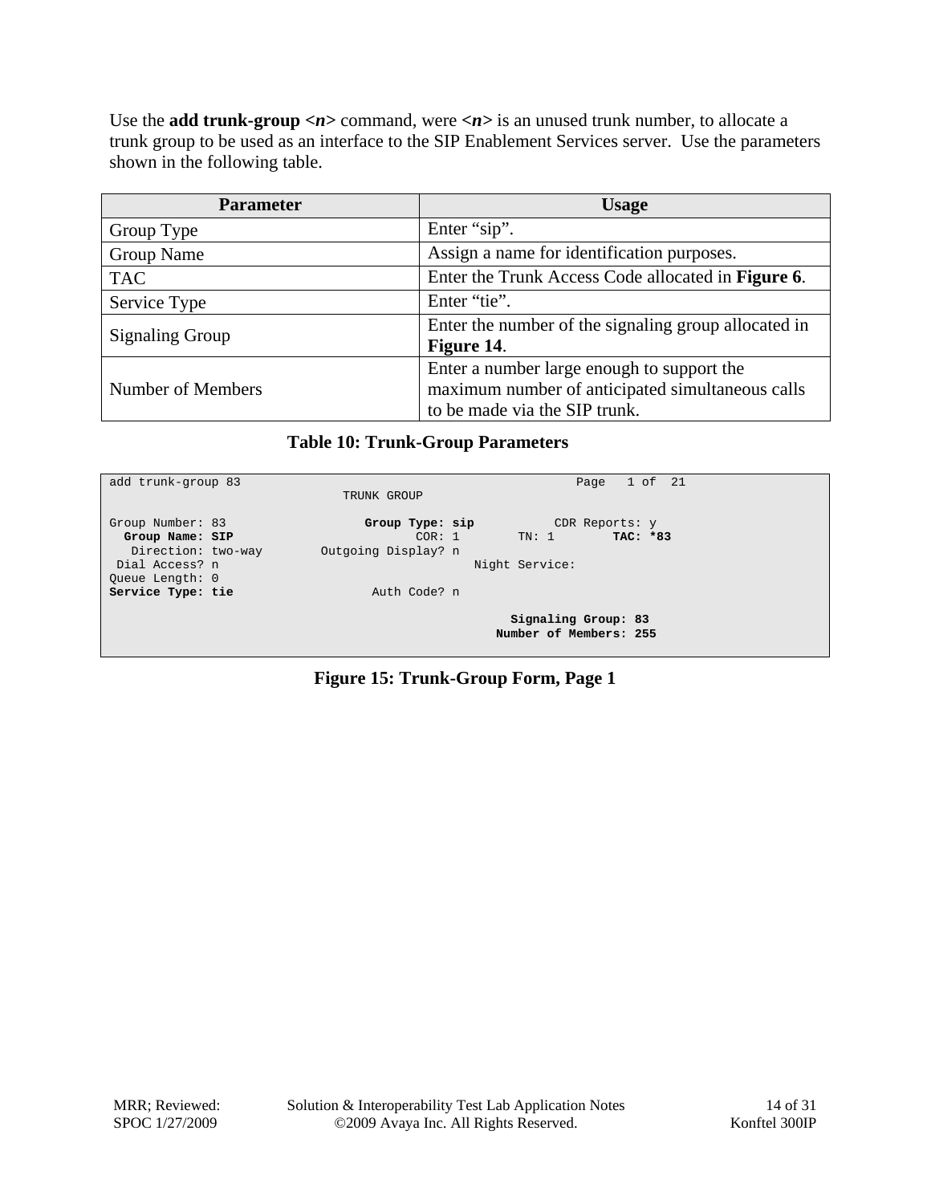Use the **add trunk-group <*n*>** command, were **<*n*>** is an unused trunk number, to allocate a trunk group to be used as an interface to the SIP Enablement Services server. Use the parameters shown in the following table.

| Parameter | Usage |
|---|---|
| Group Type | Enter "sip". |
| Group Name | Assign a name for identification purposes. |
| TAC | Enter the Trunk Access Code allocated in **Figure 6**. |
| Service Type | Enter "tie". |
| Signaling Group | Enter the number of the signaling group allocated in **Figure 14**. |
| Number of Members | Enter a number large enough to support the maximum number of anticipated simultaneous calls to be made via the SIP trunk. |

**Table 10: Trunk-Group Parameters**

```
add trunk-group 83                                              Page   1 of  21
                                TRUNK GROUP

Group Number: 83                   Group Type: sip           CDR Reports: y
  Group Name: SIP                         COR: 1        TN: 1        TAC: *83
   Direction: two-way        Outgoing Display? n
 Dial Access? n                               Night Service:
Queue Length: 0
Service Type: tie                   Auth Code? n

                                                   Signaling Group: 83
                                                 Number of Members: 255
```

**Figure 15: Trunk-Group Form, Page 1**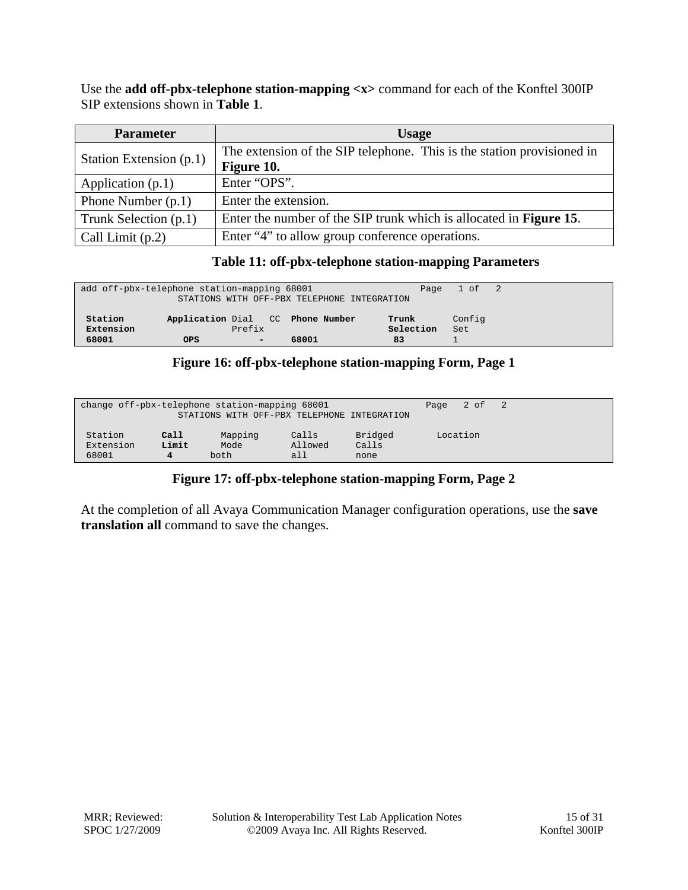Use the **add off-pbx-telephone station-mapping <x>** command for each of the Konftel 300IP SIP extensions shown in **Table 1**.

| Parameter | Usage |
|---|---|
| Station Extension (p.1) | The extension of the SIP telephone. This is the station provisioned in **Figure 10.** |
| Application (p.1) | Enter "OPS". |
| Phone Number (p.1) | Enter the extension. |
| Trunk Selection (p.1) | Enter the number of the SIP trunk which is allocated in **Figure 15**. |
| Call Limit (p.2) | Enter "4" to allow group conference operations. |

**Table 11: off-pbx-telephone station-mapping Parameters**

```
add off-pbx-telephone station-mapping 68001                   Page   1 of   2
                  STATIONS WITH OFF-PBX TELEPHONE INTEGRATION

 Station        Application Dial   CC  Phone Number      Trunk       Config
 Extension                  Prefix                       Selection   Set
 68001             OPS          -      68001               83         1
```

**Figure 16: off-pbx-telephone station-mapping Form, Page 1**

```
change off-pbx-telephone station-mapping 68001                 Page   2 of   2
                  STATIONS WITH OFF-PBX TELEPHONE INTEGRATION

 Station       Call       Mapping      Calls       Bridged        Location
 Extension     Limit      Mode         Allowed     Calls
 68001          4       both           all         none
```

**Figure 17: off-pbx-telephone station-mapping Form, Page 2**

At the completion of all Avaya Communication Manager configuration operations, use the **save translation all** command to save the changes.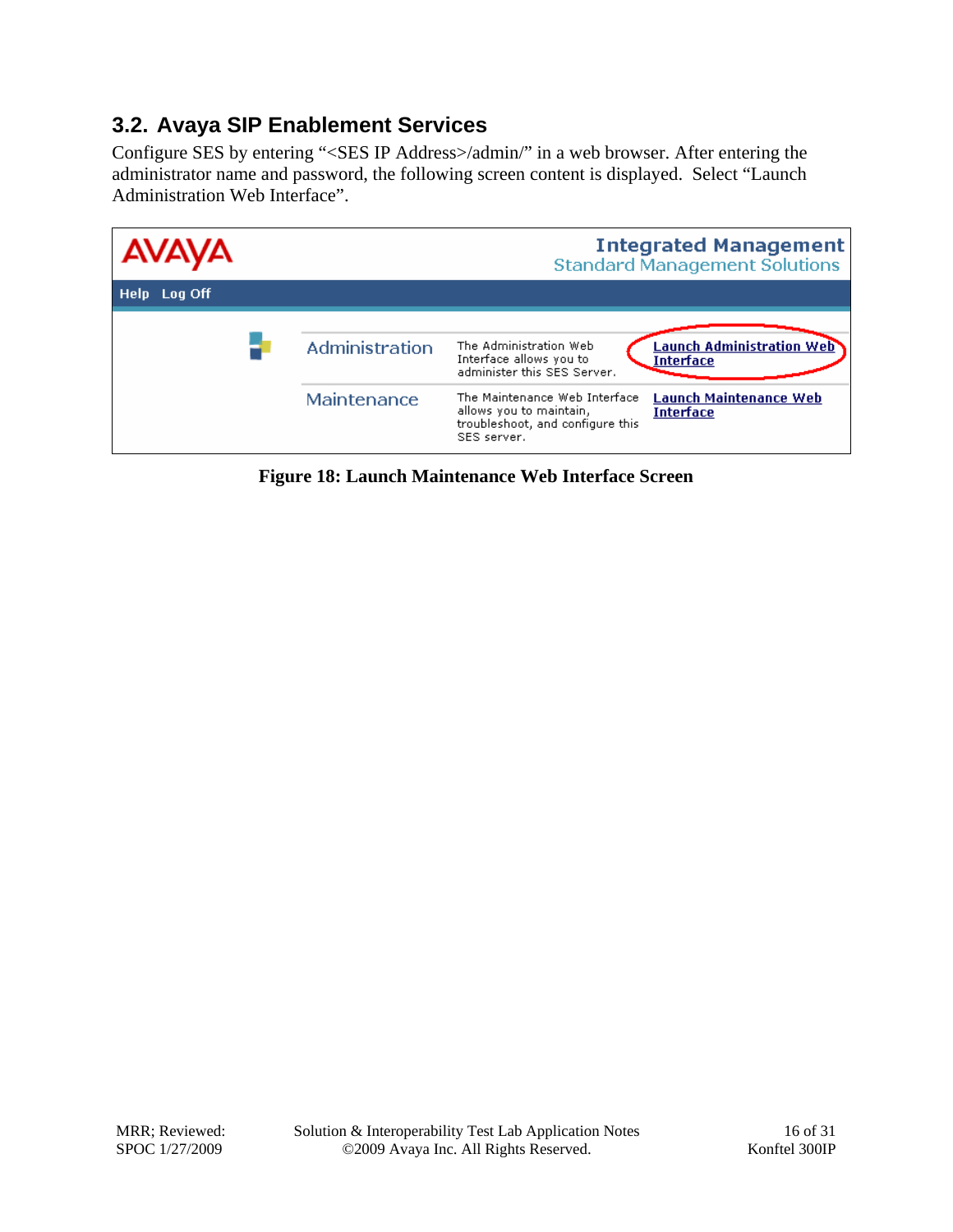## 3.2. Avaya SIP Enablement Services

Configure SES by entering "<SES IP Address>/admin/" in a web browser. After entering the administrator name and password, the following screen content is displayed. Select "Launch Administration Web Interface".

**Figure 18: Launch Maintenance Web Interface Screen**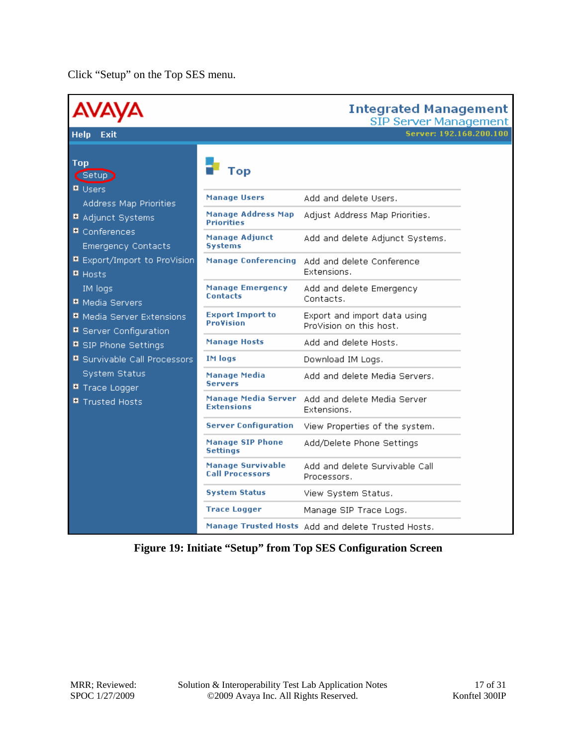Click “Setup” on the Top SES menu.

AVAYA

Integrated Management
SIP Server Management

Help Exit

Server: 192.168.200.100

Top
Setup
Users
Address Map Priorities
Adjunct Systems
Conferences
Emergency Contacts
Export/Import to ProVision
Hosts
IM logs
Media Servers
Media Server Extensions
Server Configuration
SIP Phone Settings
Survivable Call Processors
System Status
Trace Logger
Trusted Hosts

Top

| | |
|---|---|
| Manage Users | Add and delete Users. |
| Manage Address Map Priorities | Adjust Address Map Priorities. |
| Manage Adjunct Systems | Add and delete Adjunct Systems. |
| Manage Conferencing | Add and delete Conference Extensions. |
| Manage Emergency Contacts | Add and delete Emergency Contacts. |
| Export Import to ProVision | Export and import data using ProVision on this host. |
| Manage Hosts | Add and delete Hosts. |
| IM logs | Download IM Logs. |
| Manage Media Servers | Add and delete Media Servers. |
| Manage Media Server Extensions | Add and delete Media Server Extensions. |
| Server Configuration | View Properties of the system. |
| Manage SIP Phone Settings | Add/Delete Phone Settings |
| Manage Survivable Call Processors | Add and delete Survivable Call Processors. |
| System Status | View System Status. |
| Trace Logger | Manage SIP Trace Logs. |
| Manage Trusted Hosts | Add and delete Trusted Hosts. |

**Figure 19: Initiate “Setup” from Top SES Configuration Screen**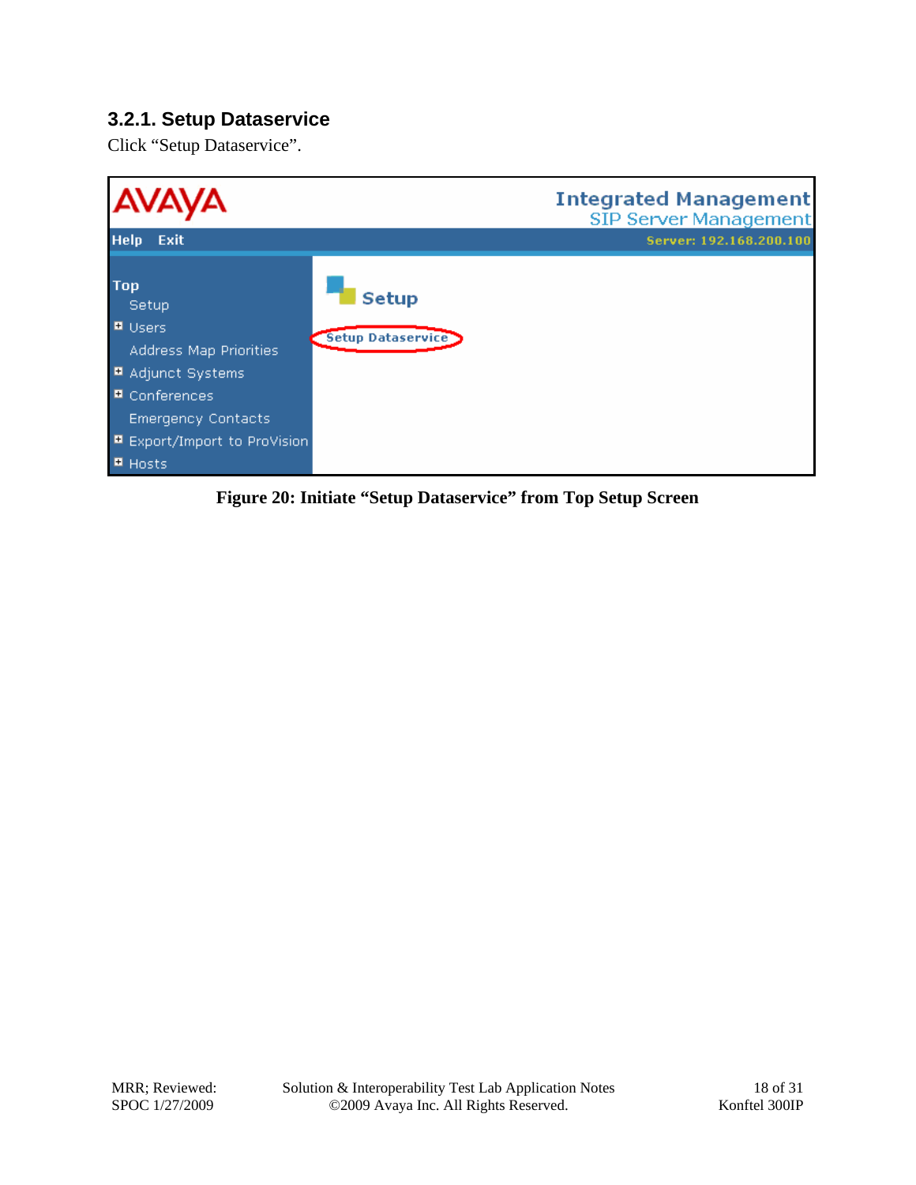### 3.2.1. Setup Dataservice

Click "Setup Dataservice".

**Figure 20: Initiate "Setup Dataservice" from Top Setup Screen**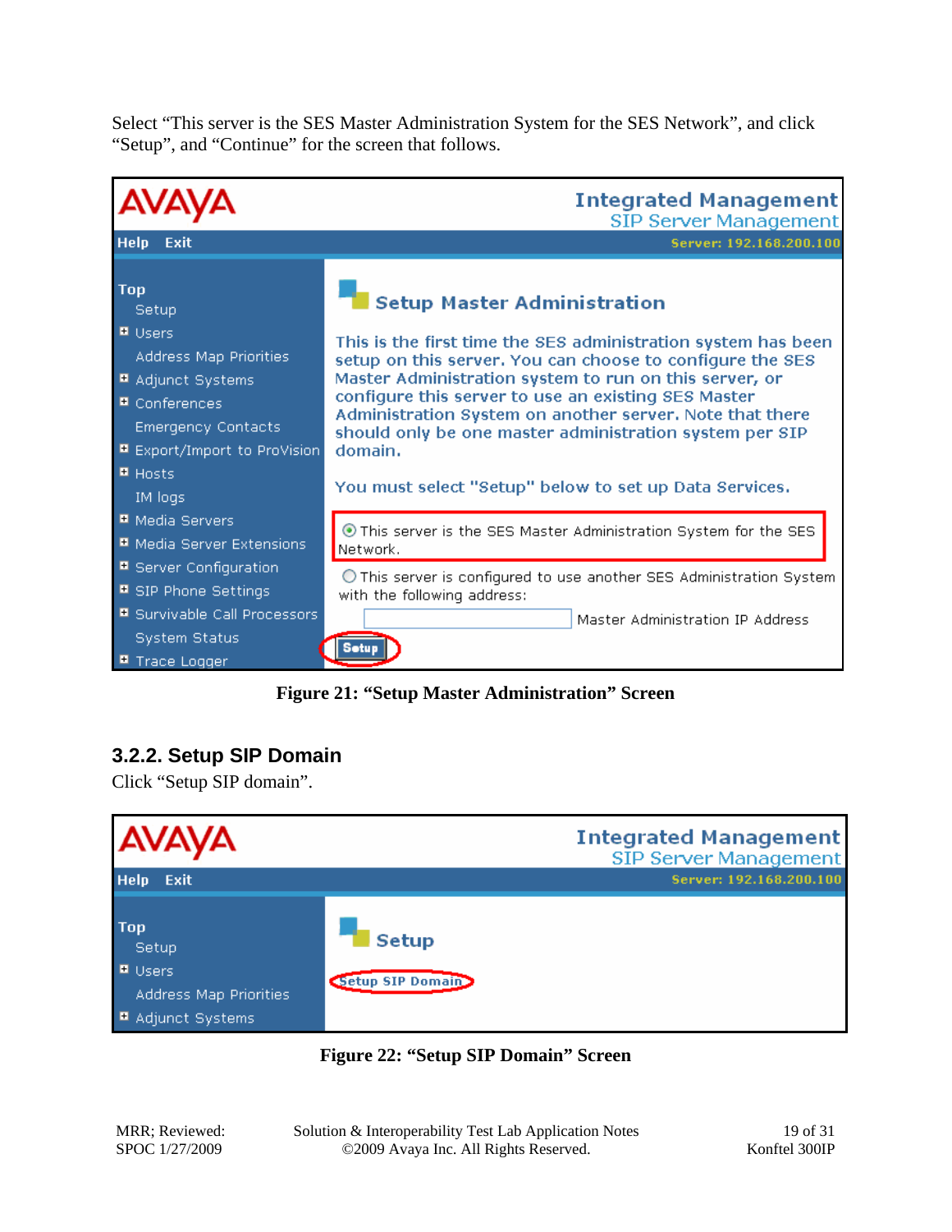Select "This server is the SES Master Administration System for the SES Network", and click "Setup", and "Continue" for the screen that follows.

**Figure 21: "Setup Master Administration" Screen**

### 3.2.2. Setup SIP Domain

Click "Setup SIP domain".

**Figure 22: "Setup SIP Domain" Screen**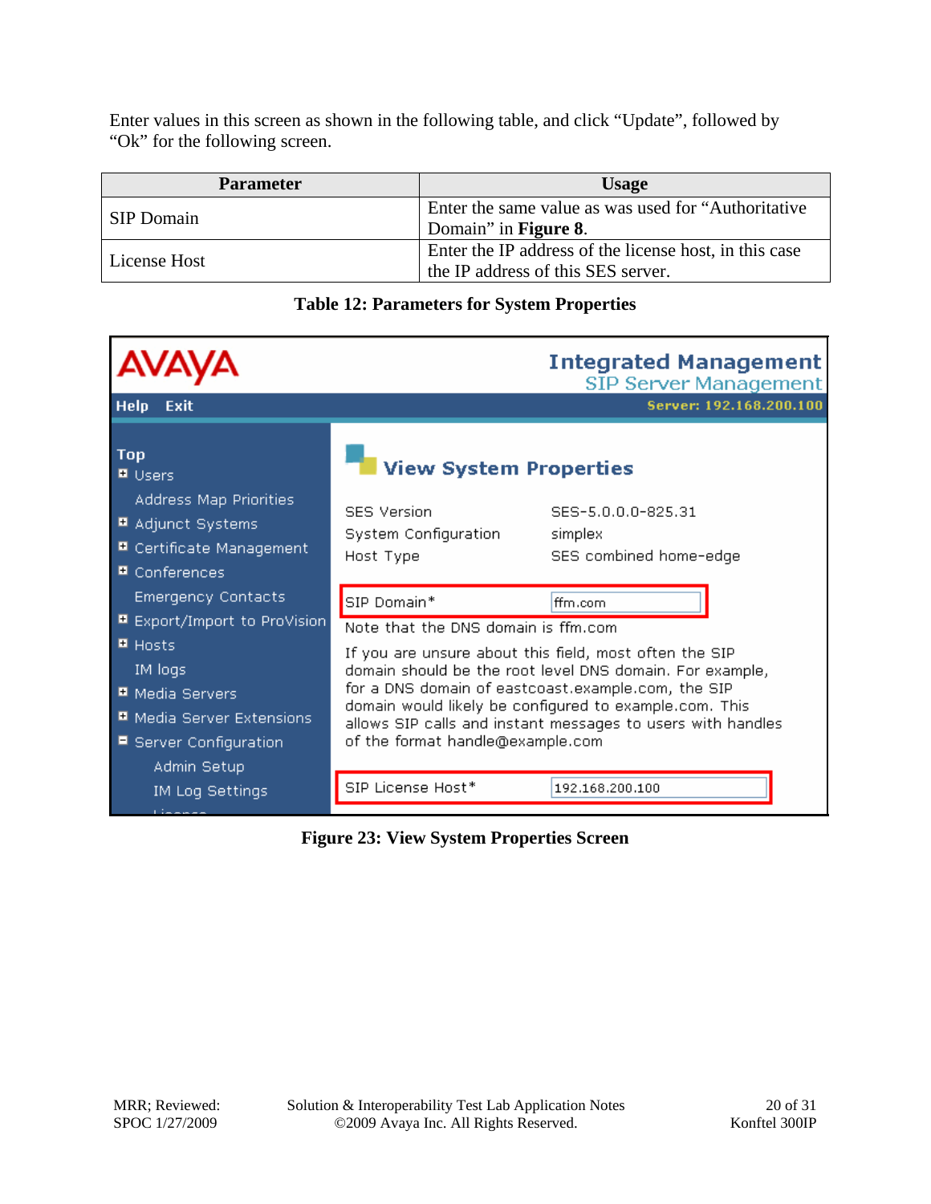Enter values in this screen as shown in the following table, and click “Update”, followed by “Ok” for the following screen.

| Parameter | Usage |
|---|---|
| SIP Domain | Enter the same value as was used for “Authoritative Domain” in **Figure 8**. |
| License Host | Enter the IP address of the license host, in this case the IP address of this SES server. |

**Table 12: Parameters for System Properties**

**Figure 23: View System Properties Screen**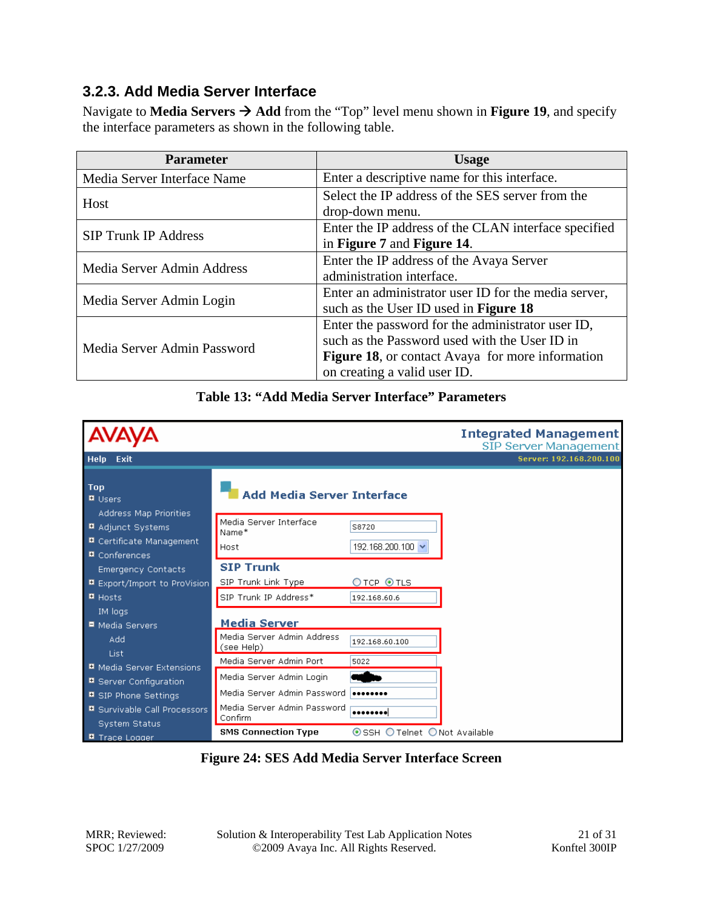### 3.2.3. Add Media Server Interface

Navigate to **Media Servers → Add** from the "Top" level menu shown in **Figure 19**, and specify the interface parameters as shown in the following table.

| Parameter | Usage |
|---|---|
| Media Server Interface Name | Enter a descriptive name for this interface. |
| Host | Select the IP address of the SES server from the drop-down menu. |
| SIP Trunk IP Address | Enter the IP address of the CLAN interface specified in **Figure 7** and **Figure 14**. |
| Media Server Admin Address | Enter the IP address of the Avaya Server administration interface. |
| Media Server Admin Login | Enter an administrator user ID for the media server, such as the User ID used in **Figure 18** |
| Media Server Admin Password | Enter the password for the administrator user ID, such as the Password used with the User ID in **Figure 18**, or contact Avaya for more information on creating a valid user ID. |

**Table 13: "Add Media Server Interface" Parameters**

**Figure 24: SES Add Media Server Interface Screen**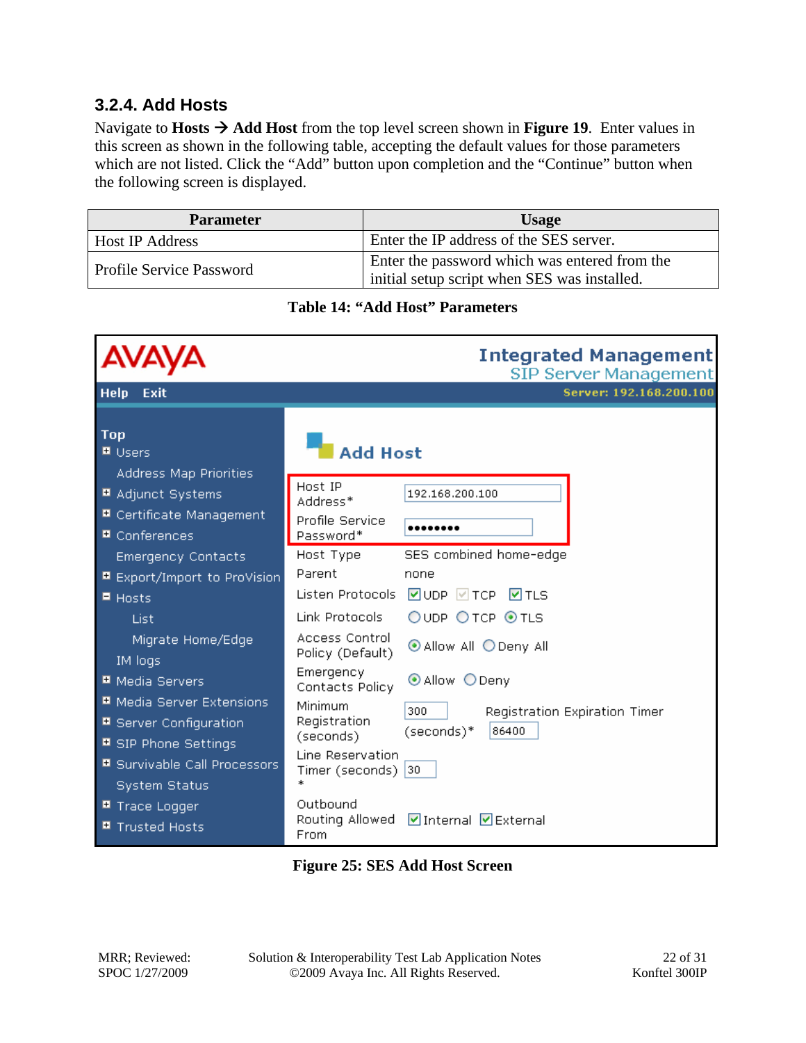### 3.2.4. Add Hosts

Navigate to **Hosts → Add Host** from the top level screen shown in **Figure 19**. Enter values in this screen as shown in the following table, accepting the default values for those parameters which are not listed. Click the "Add" button upon completion and the "Continue" button when the following screen is displayed.

| Parameter | Usage |
|---|---|
| Host IP Address | Enter the IP address of the SES server. |
| Profile Service Password | Enter the password which was entered from the initial setup script when SES was installed. |

**Table 14: "Add Host" Parameters**

**Figure 25: SES Add Host Screen**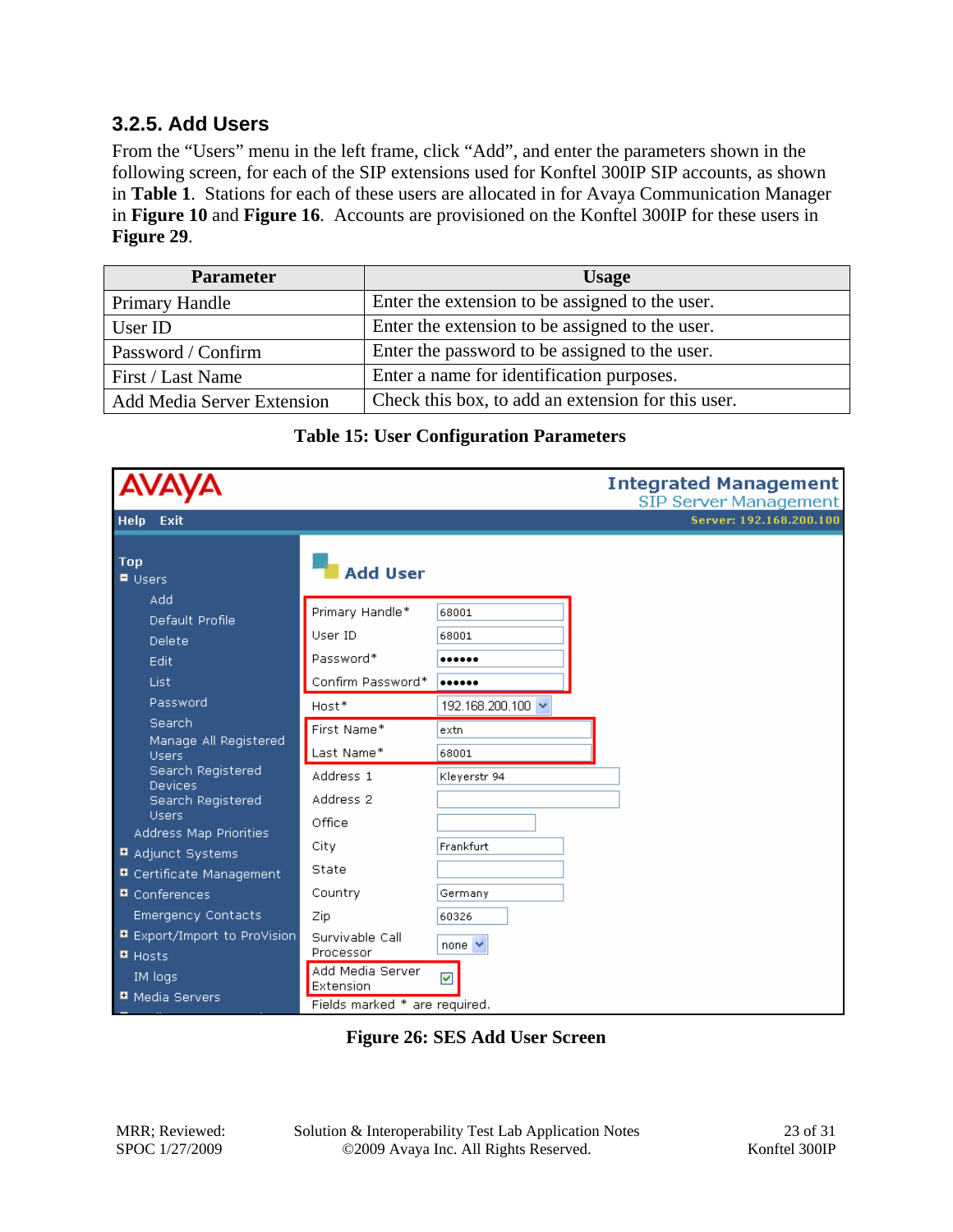### 3.2.5. Add Users

From the "Users" menu in the left frame, click "Add", and enter the parameters shown in the following screen, for each of the SIP extensions used for Konftel 300IP SIP accounts, as shown in **Table 1**. Stations for each of these users are allocated in for Avaya Communication Manager in **Figure 10** and **Figure 16**. Accounts are provisioned on the Konftel 300IP for these users in **Figure 29**.

| Parameter | Usage |
|---|---|
| Primary Handle | Enter the extension to be assigned to the user. |
| User ID | Enter the extension to be assigned to the user. |
| Password / Confirm | Enter the password to be assigned to the user. |
| First / Last Name | Enter a name for identification purposes. |
| Add Media Server Extension | Check this box, to add an extension for this user. |

**Table 15: User Configuration Parameters**

**Figure 26: SES Add User Screen**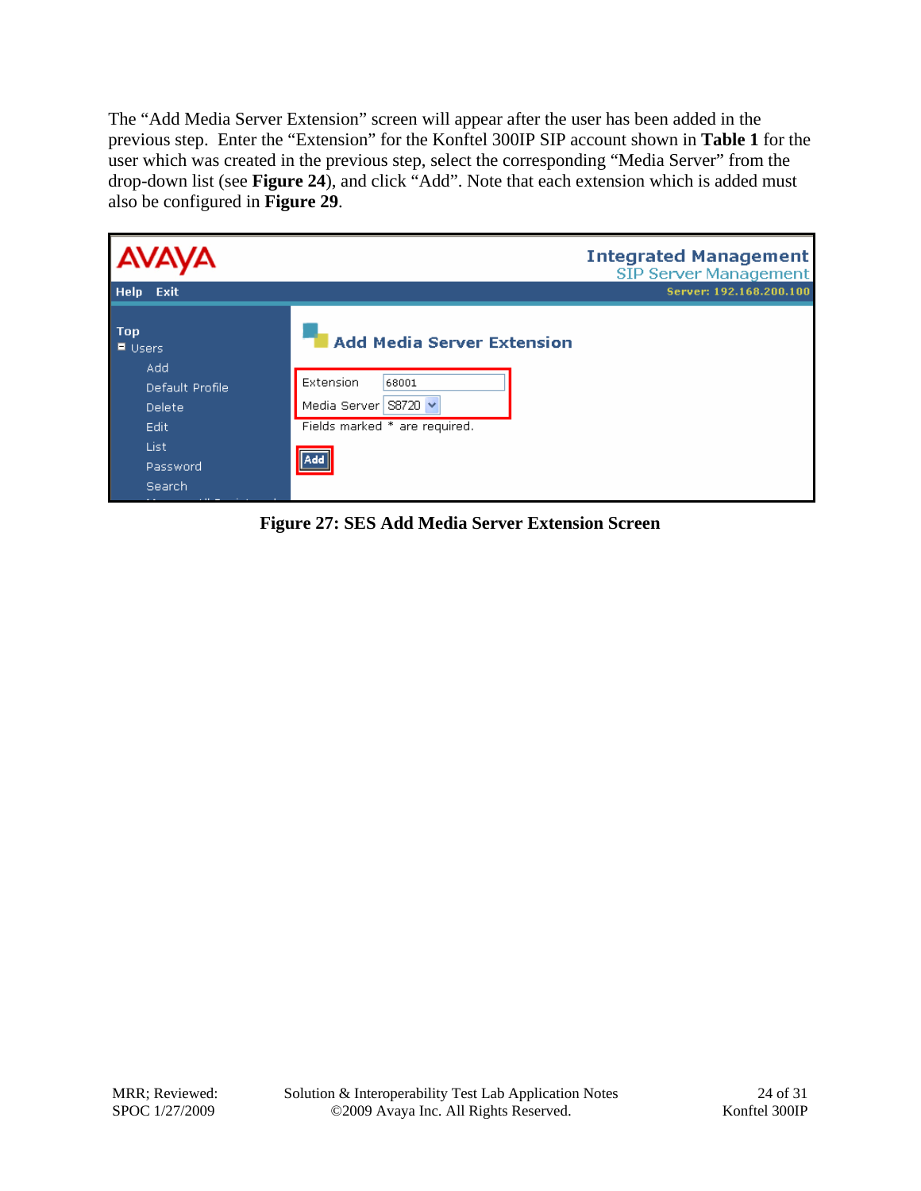The “Add Media Server Extension” screen will appear after the user has been added in the previous step. Enter the “Extension” for the Konftel 300IP SIP account shown in **Table 1** for the user which was created in the previous step, select the corresponding “Media Server” from the drop-down list (see **Figure 24**), and click “Add”. Note that each extension which is added must also be configured in **Figure 29**.

**Figure 27: SES Add Media Server Extension Screen**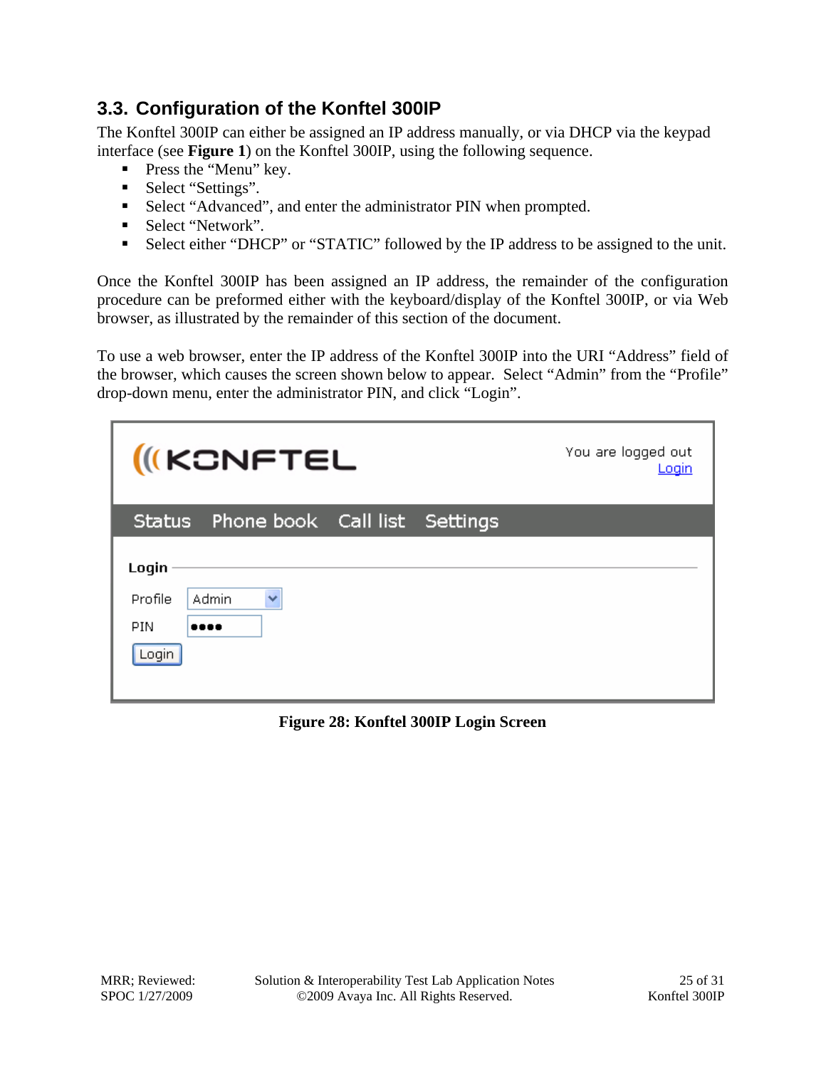## 3.3. Configuration of the Konftel 300IP

The Konftel 300IP can either be assigned an IP address manually, or via DHCP via the keypad interface (see **Figure 1**) on the Konftel 300IP, using the following sequence.

- Press the "Menu" key.
- Select "Settings".
- Select "Advanced", and enter the administrator PIN when prompted.
- Select "Network".
- Select either "DHCP" or "STATIC" followed by the IP address to be assigned to the unit.

Once the Konftel 300IP has been assigned an IP address, the remainder of the configuration procedure can be preformed either with the keyboard/display of the Konftel 300IP, or via Web browser, as illustrated by the remainder of this section of the document.

To use a web browser, enter the IP address of the Konftel 300IP into the URI "Address" field of the browser, which causes the screen shown below to appear. Select "Admin" from the "Profile" drop-down menu, enter the administrator PIN, and click "Login".

KONFTEL

You are logged out
Login

Status Phone book Call list Settings

Login

Profile Admin

PIN ••••

Login

**Figure 28: Konftel 300IP Login Screen**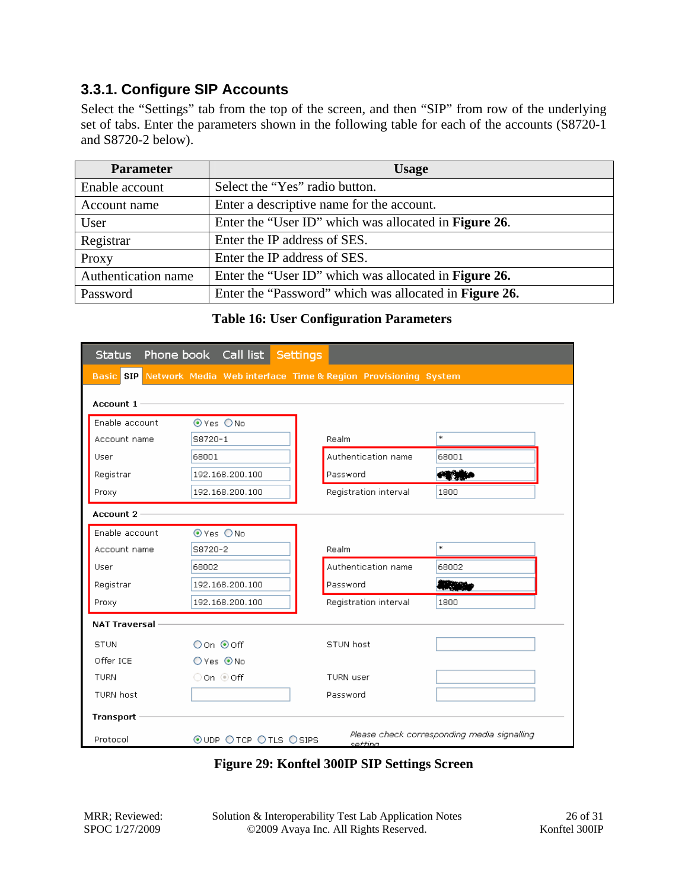### 3.3.1. Configure SIP Accounts

Select the "Settings" tab from the top of the screen, and then "SIP" from row of the underlying set of tabs. Enter the parameters shown in the following table for each of the accounts (S8720-1 and S8720-2 below).

| Parameter | Usage |
|---|---|
| Enable account | Select the "Yes" radio button. |
| Account name | Enter a descriptive name for the account. |
| User | Enter the "User ID" which was allocated in **Figure 26**. |
| Registrar | Enter the IP address of SES. |
| Proxy | Enter the IP address of SES. |
| Authentication name | Enter the "User ID" which was allocated in **Figure 26.** |
| Password | Enter the "Password" which was allocated in **Figure 26.** |

**Table 16: User Configuration Parameters**

**Figure 29: Konftel 300IP SIP Settings Screen**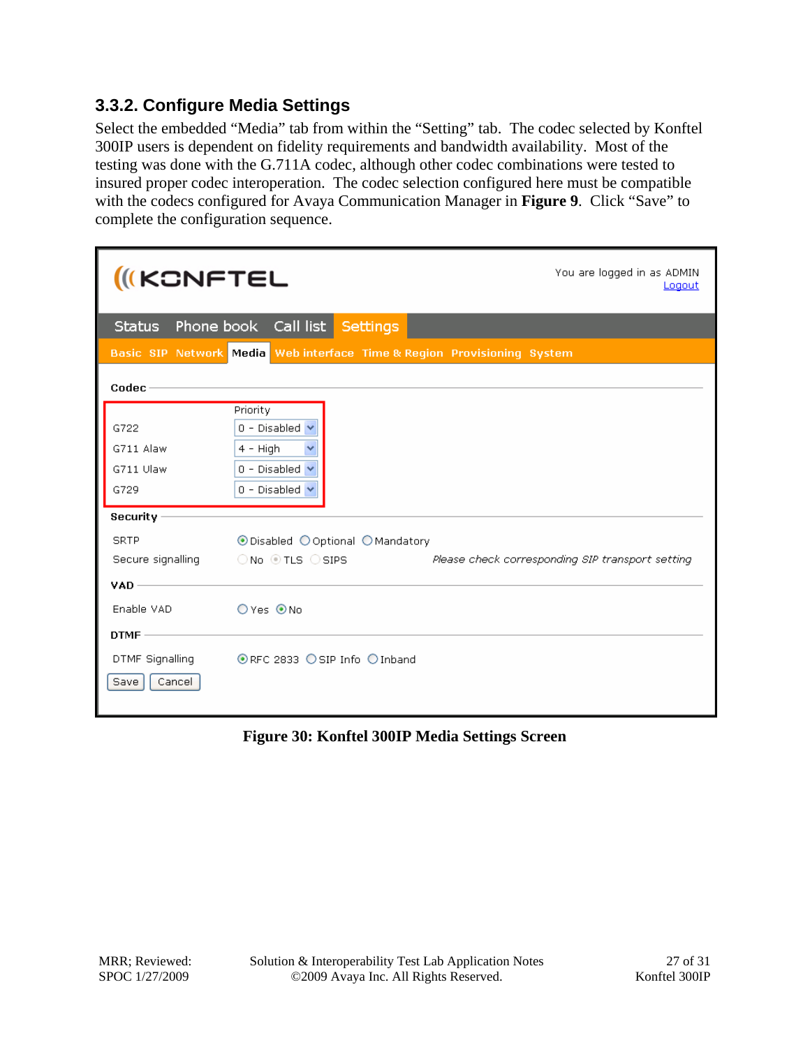### 3.3.2. Configure Media Settings

Select the embedded “Media” tab from within the “Setting” tab. The codec selected by Konftel 300IP users is dependent on fidelity requirements and bandwidth availability. Most of the testing was done with the G.711A codec, although other codec combinations were tested to insured proper codec interoperation. The codec selection configured here must be compatible with the codecs configured for Avaya Communication Manager in **Figure 9**. Click “Save” to complete the configuration sequence.

**Figure 30: Konftel 300IP Media Settings Screen**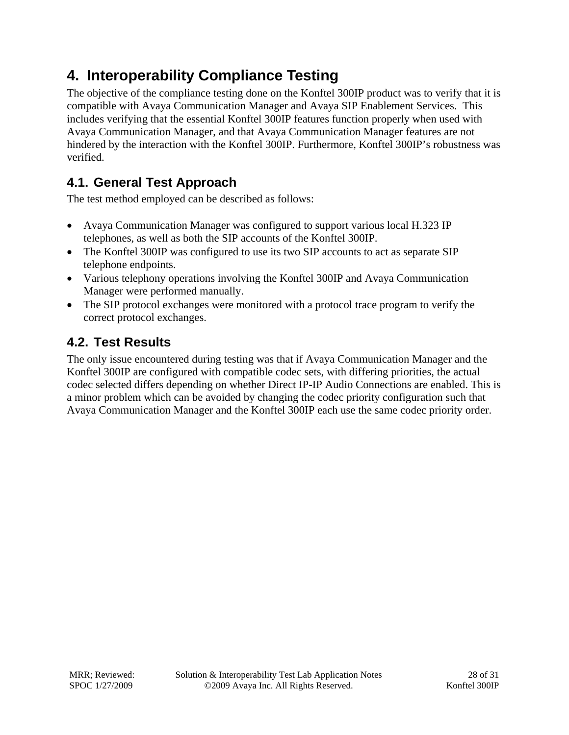# 4. Interoperability Compliance Testing

The objective of the compliance testing done on the Konftel 300IP product was to verify that it is compatible with Avaya Communication Manager and Avaya SIP Enablement Services. This includes verifying that the essential Konftel 300IP features function properly when used with Avaya Communication Manager, and that Avaya Communication Manager features are not hindered by the interaction with the Konftel 300IP. Furthermore, Konftel 300IP's robustness was verified.

## 4.1. General Test Approach

The test method employed can be described as follows:

- Avaya Communication Manager was configured to support various local H.323 IP telephones, as well as both the SIP accounts of the Konftel 300IP.
- The Konftel 300IP was configured to use its two SIP accounts to act as separate SIP telephone endpoints.
- Various telephony operations involving the Konftel 300IP and Avaya Communication Manager were performed manually.
- The SIP protocol exchanges were monitored with a protocol trace program to verify the correct protocol exchanges.

## 4.2. Test Results

The only issue encountered during testing was that if Avaya Communication Manager and the Konftel 300IP are configured with compatible codec sets, with differing priorities, the actual codec selected differs depending on whether Direct IP-IP Audio Connections are enabled. This is a minor problem which can be avoided by changing the codec priority configuration such that Avaya Communication Manager and the Konftel 300IP each use the same codec priority order.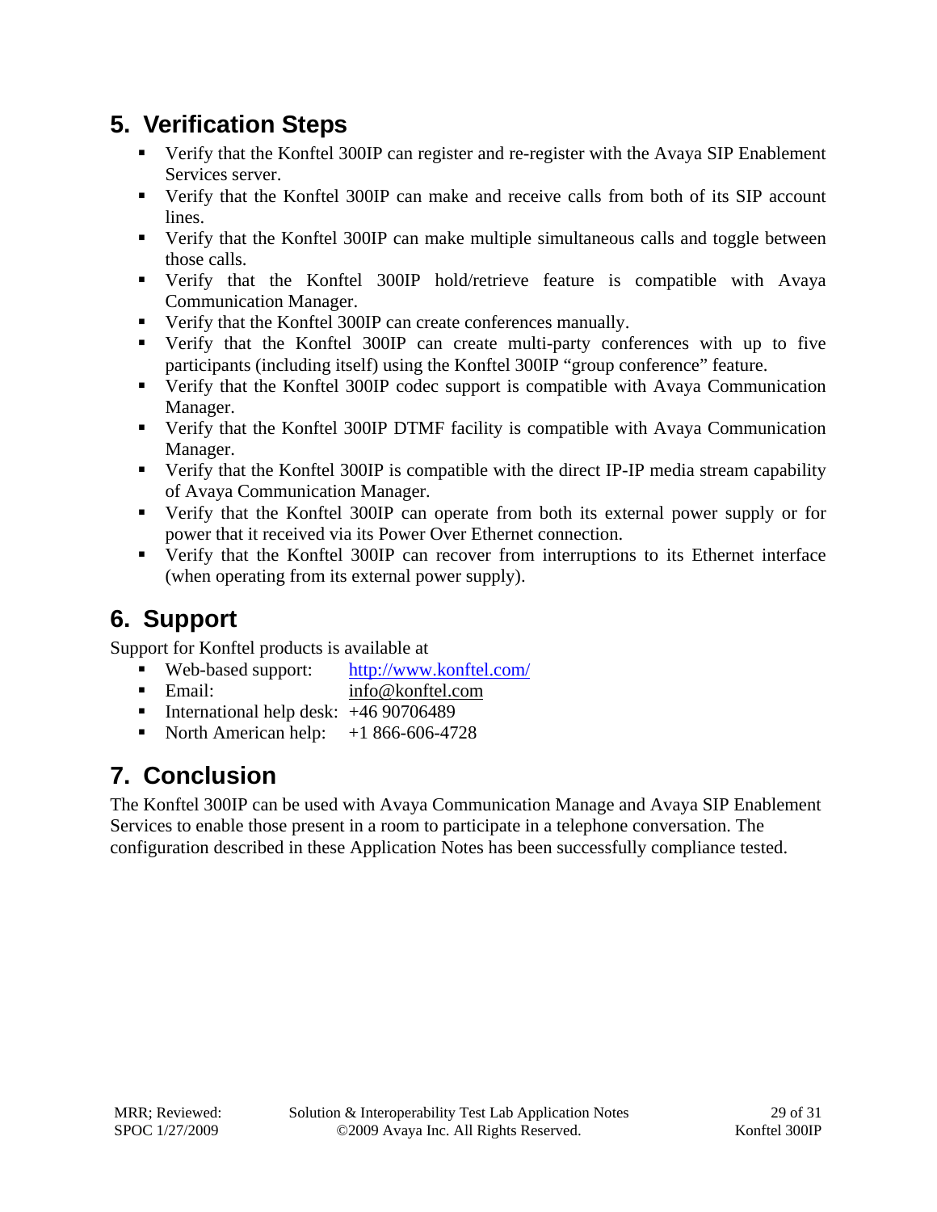## 5. Verification Steps

- Verify that the Konftel 300IP can register and re-register with the Avaya SIP Enablement Services server.
- Verify that the Konftel 300IP can make and receive calls from both of its SIP account lines.
- Verify that the Konftel 300IP can make multiple simultaneous calls and toggle between those calls.
- Verify that the Konftel 300IP hold/retrieve feature is compatible with Avaya Communication Manager.
- Verify that the Konftel 300IP can create conferences manually.
- Verify that the Konftel 300IP can create multi-party conferences with up to five participants (including itself) using the Konftel 300IP "group conference" feature.
- Verify that the Konftel 300IP codec support is compatible with Avaya Communication Manager.
- Verify that the Konftel 300IP DTMF facility is compatible with Avaya Communication Manager.
- Verify that the Konftel 300IP is compatible with the direct IP-IP media stream capability of Avaya Communication Manager.
- Verify that the Konftel 300IP can operate from both its external power supply or for power that it received via its Power Over Ethernet connection.
- Verify that the Konftel 300IP can recover from interruptions to its Ethernet interface (when operating from its external power supply).

## 6. Support

Support for Konftel products is available at

- Web-based support: http://www.konftel.com/
- Email: info@konftel.com
- International help desk: +46 90706489
- North American help: +1 866-606-4728

## 7. Conclusion

The Konftel 300IP can be used with Avaya Communication Manage and Avaya SIP Enablement Services to enable those present in a room to participate in a telephone conversation. The configuration described in these Application Notes has been successfully compliance tested.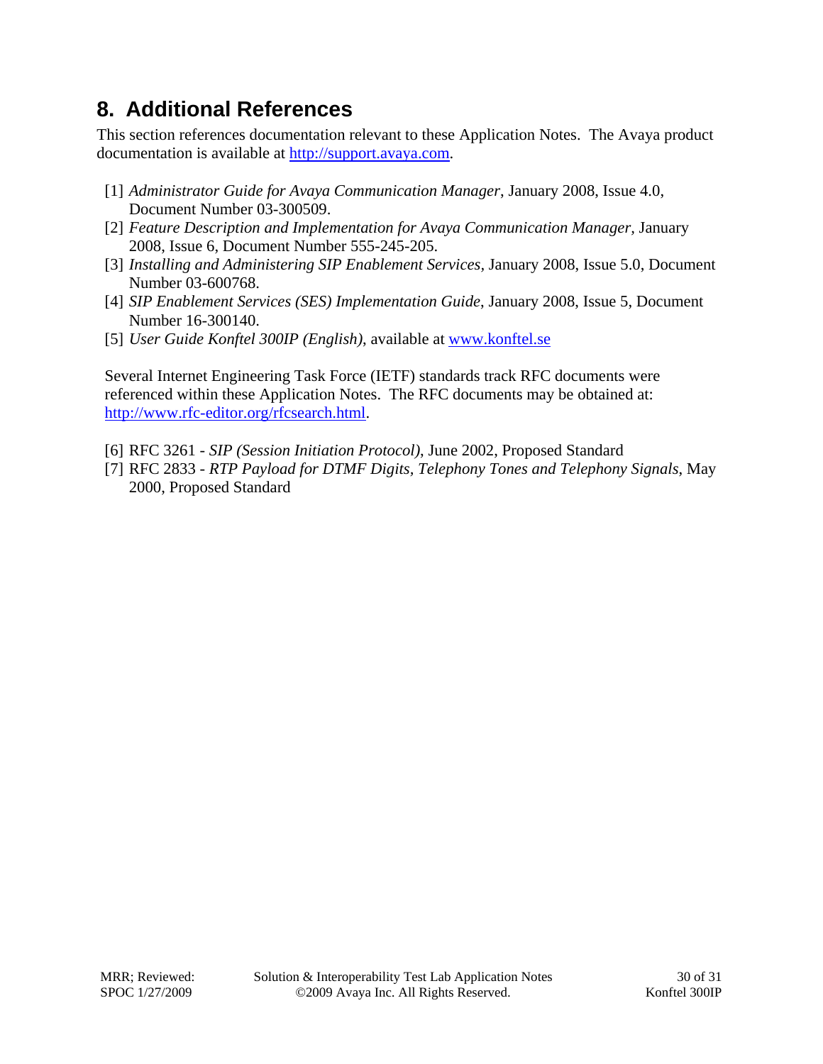## 8. Additional References

This section references documentation relevant to these Application Notes. The Avaya product documentation is available at http://support.avaya.com.

[1] *Administrator Guide for Avaya Communication Manager*, January 2008, Issue 4.0, Document Number 03-300509.
[2] *Feature Description and Implementation for Avaya Communication Manager*, January 2008, Issue 6, Document Number 555-245-205.
[3] *Installing and Administering SIP Enablement Services*, January 2008, Issue 5.0, Document Number 03-600768.
[4] *SIP Enablement Services (SES) Implementation Guide*, January 2008, Issue 5, Document Number 16-300140.
[5] *User Guide Konftel 300IP (English)*, available at www.konftel.se

Several Internet Engineering Task Force (IETF) standards track RFC documents were referenced within these Application Notes. The RFC documents may be obtained at: http://www.rfc-editor.org/rfcsearch.html.

[6] RFC 3261 - *SIP (Session Initiation Protocol)*, June 2002, Proposed Standard
[7] RFC 2833 - *RTP Payload for DTMF Digits, Telephony Tones and Telephony Signals*, May 2000, Proposed Standard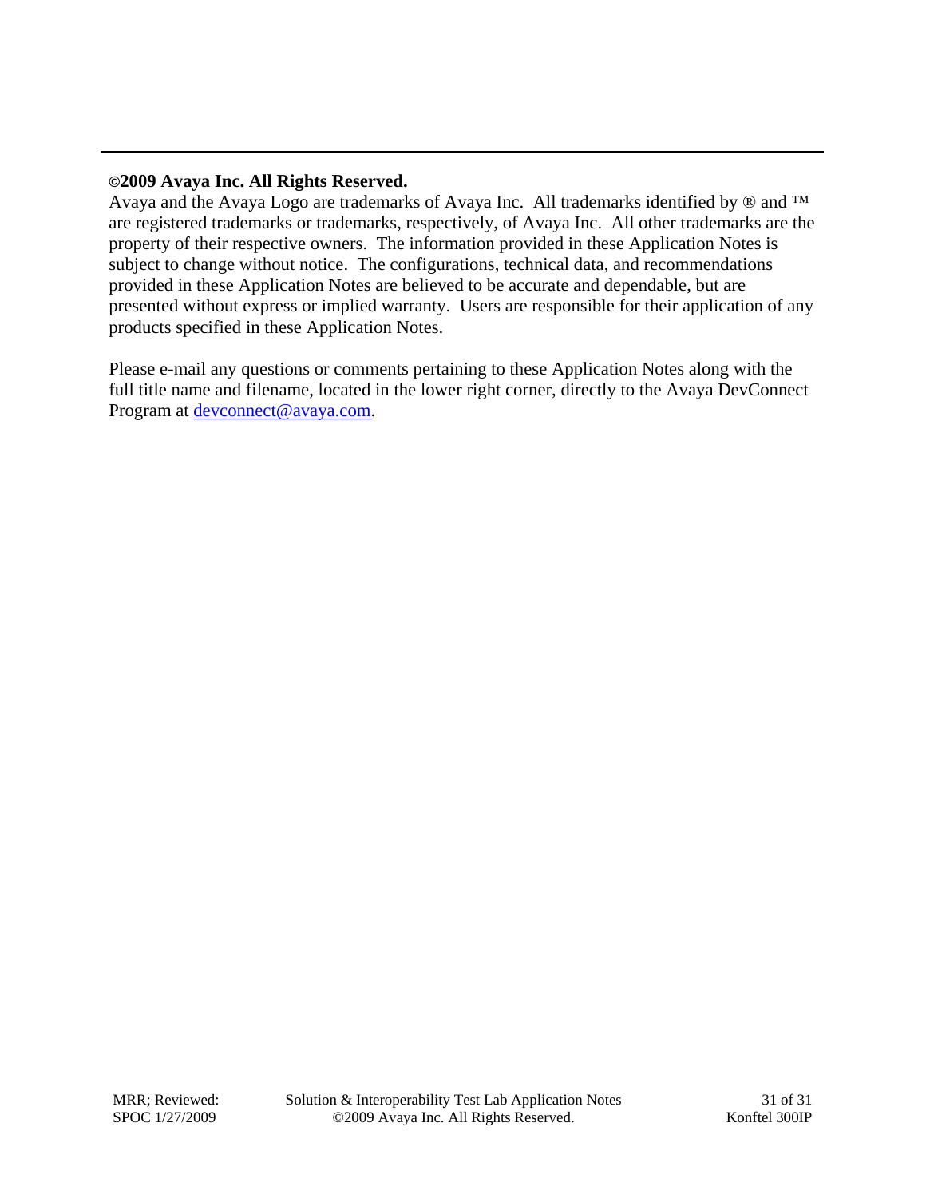**©2009 Avaya Inc. All Rights Reserved.**

Avaya and the Avaya Logo are trademarks of Avaya Inc. All trademarks identified by ® and ™ are registered trademarks or trademarks, respectively, of Avaya Inc. All other trademarks are the property of their respective owners. The information provided in these Application Notes is subject to change without notice. The configurations, technical data, and recommendations provided in these Application Notes are believed to be accurate and dependable, but are presented without express or implied warranty. Users are responsible for their application of any products specified in these Application Notes.

Please e-mail any questions or comments pertaining to these Application Notes along with the full title name and filename, located in the lower right corner, directly to the Avaya DevConnect Program at devconnect@avaya.com.